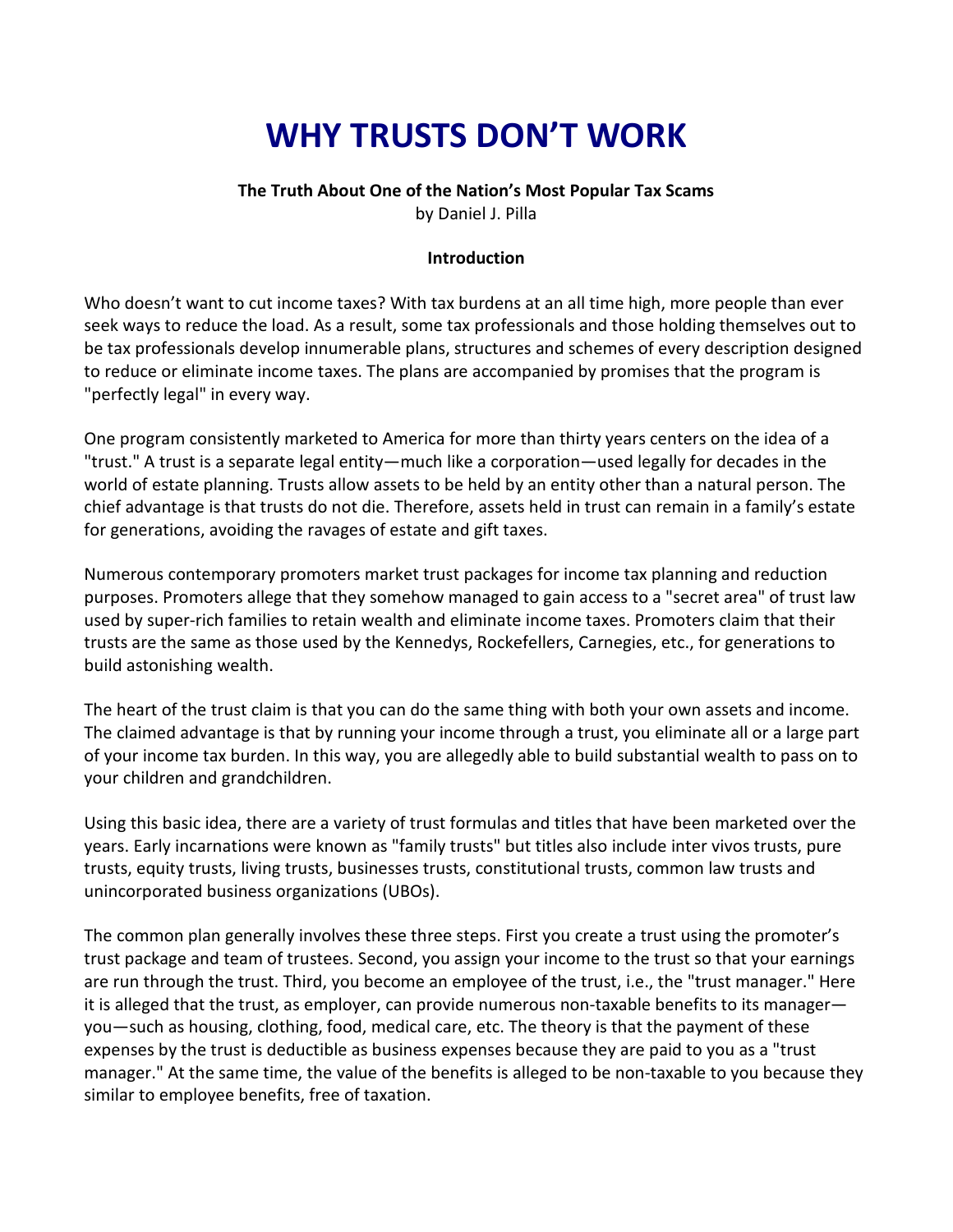# WHY TRUSTS DON'T WORK

**The Truth About One of the Nation's Most Popular Tax Scams**

by Daniel J. Pilla

**Introduction**

Who doesn't want to cut income taxes? With tax burdens at an all time high, more people than ever seek ways to reduce the load. As a result, some tax professionals and those holding themselves out to be tax professionals develop innumerable plans, structures and schemes of every description designed to reduce or eliminate income taxes. The plans are accompanied by promises that the program is "perfectly legal" in every way.

One program consistently marketed to America for more than thirty years centers on the idea of a "trust." A trust is a separate legal entity—much like a corporation—used legally for decades in the world of estate planning. Trusts allow assets to be held by an entity other than a natural person. The chief advantage is that trusts do not die. Therefore, assets held in trust can remain in a family's estate for generations, avoiding the ravages of estate and gift taxes.

Numerous contemporary promoters market trust packages for income tax planning and reduction purposes. Promoters allege that they somehow managed to gain access to a "secret area" of trust law used by super-rich families to retain wealth and eliminate income taxes. Promoters claim that their trusts are the same as those used by the Kennedys, Rockefellers, Carnegies, etc., for generations to build astonishing wealth.

The heart of the trust claim is that you can do the same thing with both your own assets and income. The claimed advantage is that by running your income through a trust, you eliminate all or a large part of your income tax burden. In this way, you are allegedly able to build substantial wealth to pass on to your children and grandchildren.

Using this basic idea, there are a variety of trust formulas and titles that have been marketed over the years. Early incarnations were known as "family trusts" but titles also include inter vivos trusts, pure trusts, equity trusts, living trusts, businesses trusts, constitutional trusts, common law trusts and unincorporated business organizations (UBOs).

The common plan generally involves these three steps. First you create a trust using the promoter's trust package and team of trustees. Second, you assign your income to the trust so that your earnings are run through the trust. Third, you become an employee of the trust, i.e., the "trust manager." Here it is alleged that the trust, as employer, can provide numerous non-taxable benefits to its manager—you—such as housing, clothing, food, medical care, etc. The theory is that the payment of these expenses by the trust is deductible as business expenses because they are paid to you as a "trust manager." At the same time, the value of the benefits is alleged to be non-taxable to you because they similar to employee benefits, free of taxation.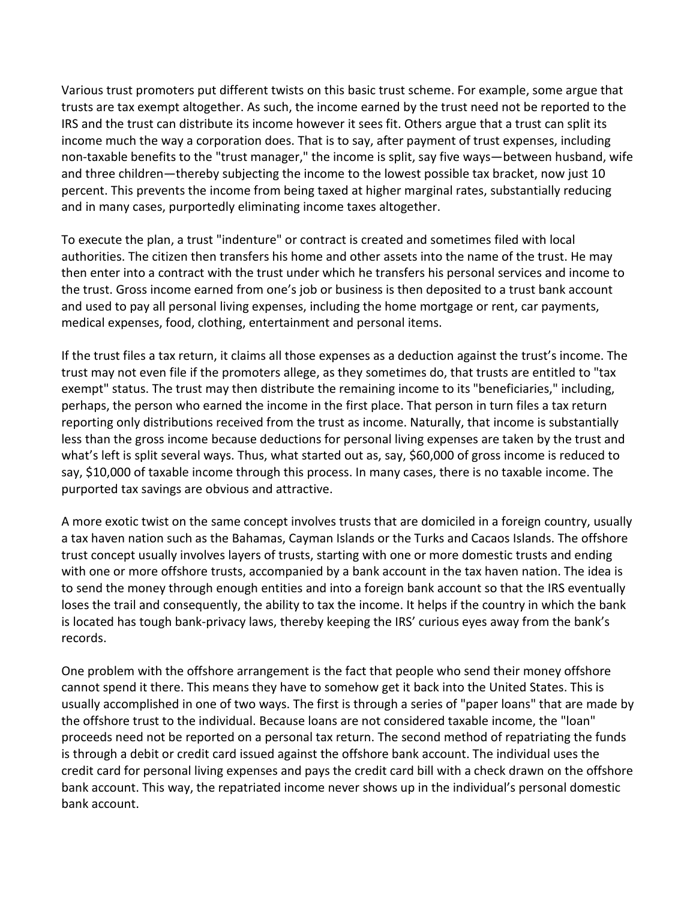Various trust promoters put different twists on this basic trust scheme. For example, some argue that trusts are tax exempt altogether. As such, the income earned by the trust need not be reported to the IRS and the trust can distribute its income however it sees fit. Others argue that a trust can split its income much the way a corporation does. That is to say, after payment of trust expenses, including non-taxable benefits to the "trust manager," the income is split, say five ways—between husband, wife and three children—thereby subjecting the income to the lowest possible tax bracket, now just 10 percent. This prevents the income from being taxed at higher marginal rates, substantially reducing and in many cases, purportedly eliminating income taxes altogether.

To execute the plan, a trust "indenture" or contract is created and sometimes filed with local authorities. The citizen then transfers his home and other assets into the name of the trust. He may then enter into a contract with the trust under which he transfers his personal services and income to the trust. Gross income earned from one's job or business is then deposited to a trust bank account and used to pay all personal living expenses, including the home mortgage or rent, car payments, medical expenses, food, clothing, entertainment and personal items.

If the trust files a tax return, it claims all those expenses as a deduction against the trust's income. The trust may not even file if the promoters allege, as they sometimes do, that trusts are entitled to "tax exempt" status. The trust may then distribute the remaining income to its "beneficiaries," including, perhaps, the person who earned the income in the first place. That person in turn files a tax return reporting only distributions received from the trust as income. Naturally, that income is substantially less than the gross income because deductions for personal living expenses are taken by the trust and what's left is split several ways. Thus, what started out as, say, $60,000 of gross income is reduced to say, $10,000 of taxable income through this process. In many cases, there is no taxable income. The purported tax savings are obvious and attractive.

A more exotic twist on the same concept involves trusts that are domiciled in a foreign country, usually a tax haven nation such as the Bahamas, Cayman Islands or the Turks and Cacaos Islands. The offshore trust concept usually involves layers of trusts, starting with one or more domestic trusts and ending with one or more offshore trusts, accompanied by a bank account in the tax haven nation. The idea is to send the money through enough entities and into a foreign bank account so that the IRS eventually loses the trail and consequently, the ability to tax the income. It helps if the country in which the bank is located has tough bank-privacy laws, thereby keeping the IRS' curious eyes away from the bank's records.

One problem with the offshore arrangement is the fact that people who send their money offshore cannot spend it there. This means they have to somehow get it back into the United States. This is usually accomplished in one of two ways. The first is through a series of "paper loans" that are made by the offshore trust to the individual. Because loans are not considered taxable income, the "loan" proceeds need not be reported on a personal tax return. The second method of repatriating the funds is through a debit or credit card issued against the offshore bank account. The individual uses the credit card for personal living expenses and pays the credit card bill with a check drawn on the offshore bank account. This way, the repatriated income never shows up in the individual's personal domestic bank account.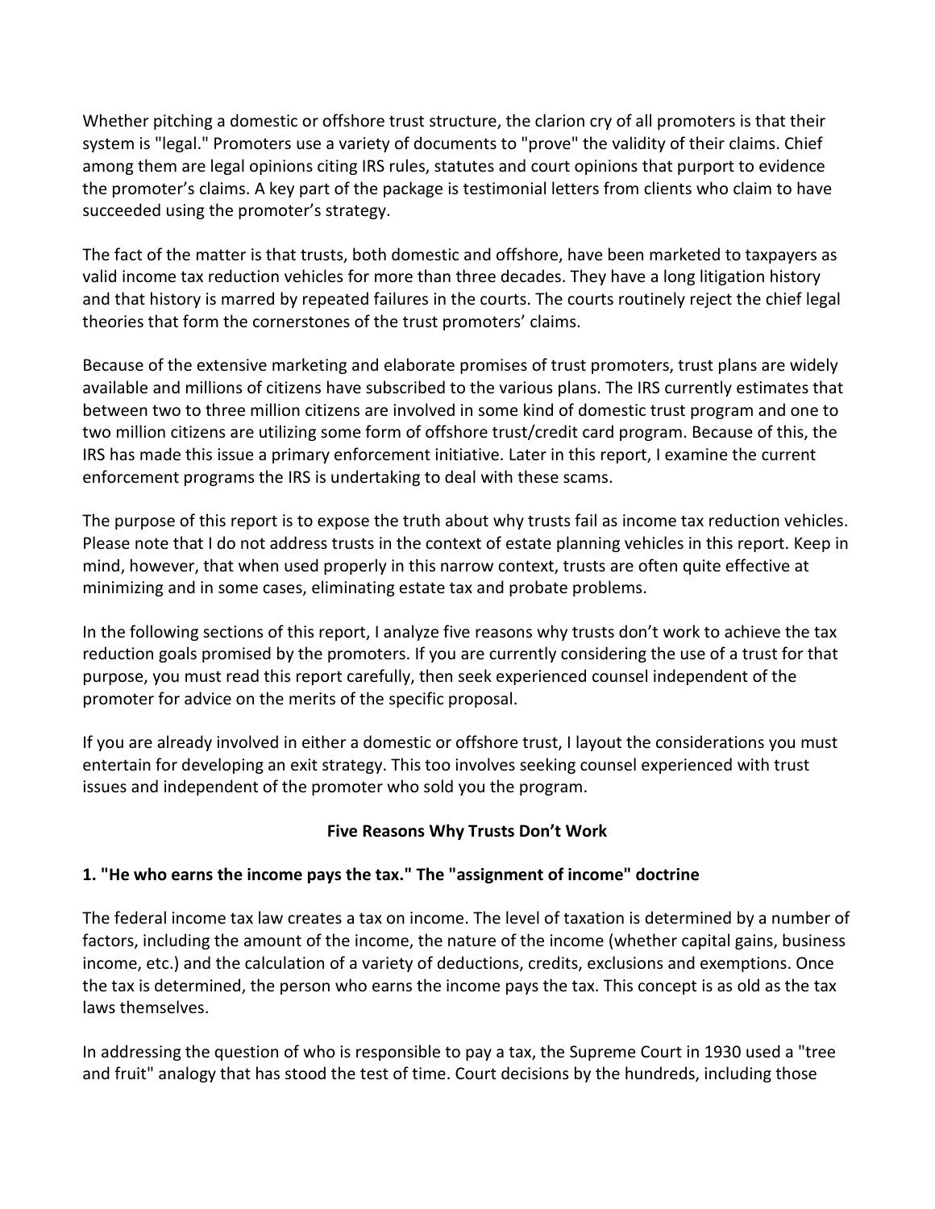Whether pitching a domestic or offshore trust structure, the clarion cry of all promoters is that their system is "legal." Promoters use a variety of documents to "prove" the validity of their claims. Chief among them are legal opinions citing IRS rules, statutes and court opinions that purport to evidence the promoter's claims. A key part of the package is testimonial letters from clients who claim to have succeeded using the promoter's strategy.

The fact of the matter is that trusts, both domestic and offshore, have been marketed to taxpayers as valid income tax reduction vehicles for more than three decades. They have a long litigation history and that history is marred by repeated failures in the courts. The courts routinely reject the chief legal theories that form the cornerstones of the trust promoters' claims.

Because of the extensive marketing and elaborate promises of trust promoters, trust plans are widely available and millions of citizens have subscribed to the various plans. The IRS currently estimates that between two to three million citizens are involved in some kind of domestic trust program and one to two million citizens are utilizing some form of offshore trust/credit card program. Because of this, the IRS has made this issue a primary enforcement initiative. Later in this report, I examine the current enforcement programs the IRS is undertaking to deal with these scams.

The purpose of this report is to expose the truth about why trusts fail as income tax reduction vehicles. Please note that I do not address trusts in the context of estate planning vehicles in this report. Keep in mind, however, that when used properly in this narrow context, trusts are often quite effective at minimizing and in some cases, eliminating estate tax and probate problems.

In the following sections of this report, I analyze five reasons why trusts don't work to achieve the tax reduction goals promised by the promoters. If you are currently considering the use of a trust for that purpose, you must read this report carefully, then seek experienced counsel independent of the promoter for advice on the merits of the specific proposal.

If you are already involved in either a domestic or offshore trust, I layout the considerations you must entertain for developing an exit strategy. This too involves seeking counsel experienced with trust issues and independent of the promoter who sold you the program.

## Five Reasons Why Trusts Don't Work

### 1. "He who earns the income pays the tax." The "assignment of income" doctrine

The federal income tax law creates a tax on income. The level of taxation is determined by a number of factors, including the amount of the income, the nature of the income (whether capital gains, business income, etc.) and the calculation of a variety of deductions, credits, exclusions and exemptions. Once the tax is determined, the person who earns the income pays the tax. This concept is as old as the tax laws themselves.

In addressing the question of who is responsible to pay a tax, the Supreme Court in 1930 used a "tree and fruit" analogy that has stood the test of time. Court decisions by the hundreds, including those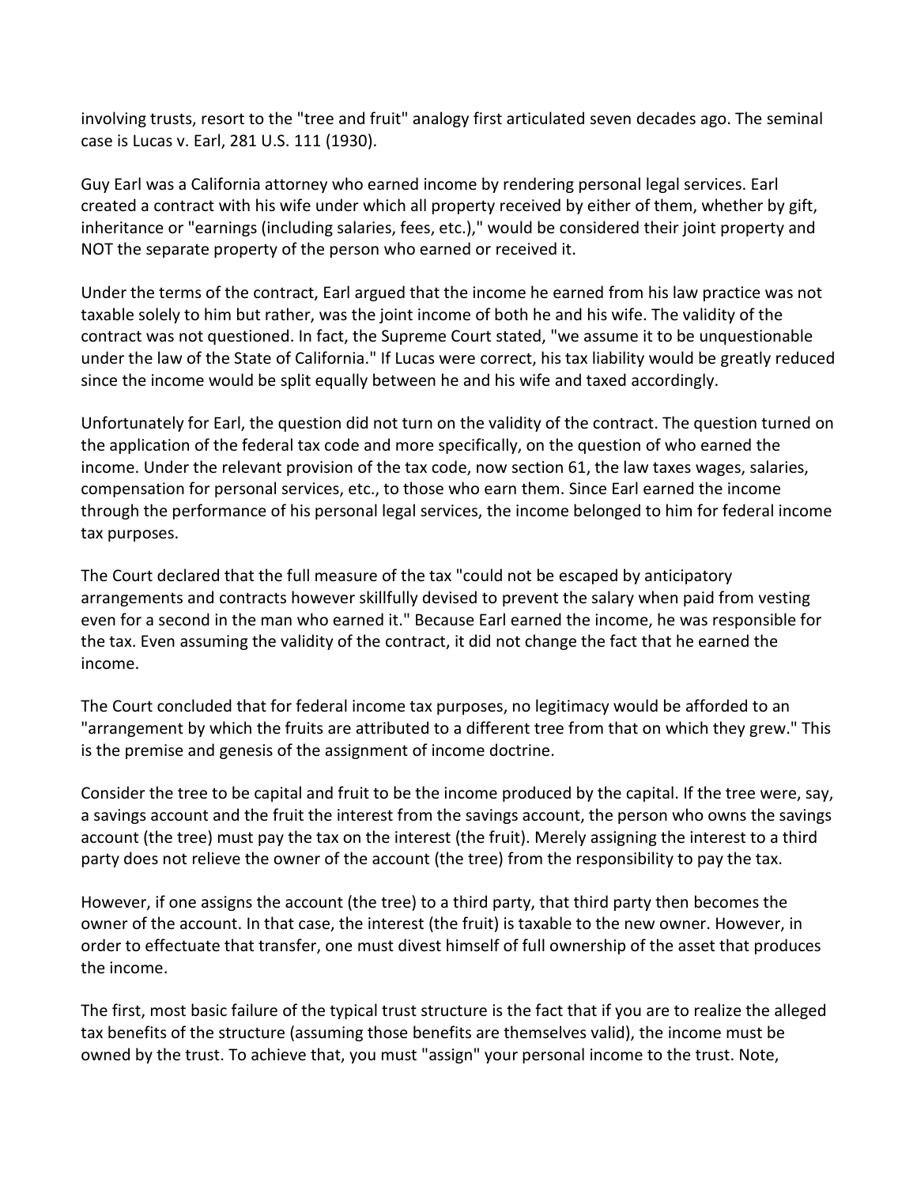involving trusts, resort to the "tree and fruit" analogy first articulated seven decades ago. The seminal case is Lucas v. Earl, 281 U.S. 111 (1930).

Guy Earl was a California attorney who earned income by rendering personal legal services. Earl created a contract with his wife under which all property received by either of them, whether by gift, inheritance or "earnings (including salaries, fees, etc.)," would be considered their joint property and NOT the separate property of the person who earned or received it.

Under the terms of the contract, Earl argued that the income he earned from his law practice was not taxable solely to him but rather, was the joint income of both he and his wife. The validity of the contract was not questioned. In fact, the Supreme Court stated, "we assume it to be unquestionable under the law of the State of California." If Lucas were correct, his tax liability would be greatly reduced since the income would be split equally between he and his wife and taxed accordingly.

Unfortunately for Earl, the question did not turn on the validity of the contract. The question turned on the application of the federal tax code and more specifically, on the question of who earned the income. Under the relevant provision of the tax code, now section 61, the law taxes wages, salaries, compensation for personal services, etc., to those who earn them. Since Earl earned the income through the performance of his personal legal services, the income belonged to him for federal income tax purposes.

The Court declared that the full measure of the tax "could not be escaped by anticipatory arrangements and contracts however skillfully devised to prevent the salary when paid from vesting even for a second in the man who earned it." Because Earl earned the income, he was responsible for the tax. Even assuming the validity of the contract, it did not change the fact that he earned the income.

The Court concluded that for federal income tax purposes, no legitimacy would be afforded to an "arrangement by which the fruits are attributed to a different tree from that on which they grew." This is the premise and genesis of the assignment of income doctrine.

Consider the tree to be capital and fruit to be the income produced by the capital. If the tree were, say, a savings account and the fruit the interest from the savings account, the person who owns the savings account (the tree) must pay the tax on the interest (the fruit). Merely assigning the interest to a third party does not relieve the owner of the account (the tree) from the responsibility to pay the tax.

However, if one assigns the account (the tree) to a third party, that third party then becomes the owner of the account. In that case, the interest (the fruit) is taxable to the new owner. However, in order to effectuate that transfer, one must divest himself of full ownership of the asset that produces the income.

The first, most basic failure of the typical trust structure is the fact that if you are to realize the alleged tax benefits of the structure (assuming those benefits are themselves valid), the income must be owned by the trust. To achieve that, you must "assign" your personal income to the trust. Note,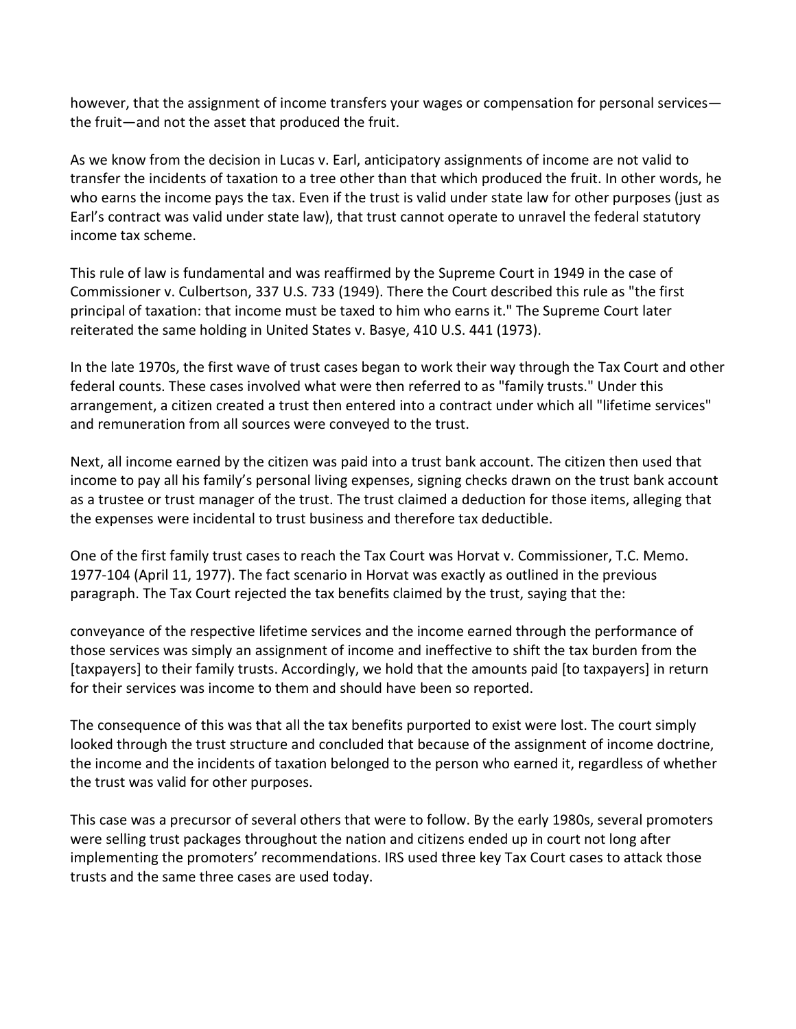however, that the assignment of income transfers your wages or compensation for personal services—the fruit—and not the asset that produced the fruit.

As we know from the decision in Lucas v. Earl, anticipatory assignments of income are not valid to transfer the incidents of taxation to a tree other than that which produced the fruit. In other words, he who earns the income pays the tax. Even if the trust is valid under state law for other purposes (just as Earl's contract was valid under state law), that trust cannot operate to unravel the federal statutory income tax scheme.

This rule of law is fundamental and was reaffirmed by the Supreme Court in 1949 in the case of Commissioner v. Culbertson, 337 U.S. 733 (1949). There the Court described this rule as "the first principal of taxation: that income must be taxed to him who earns it." The Supreme Court later reiterated the same holding in United States v. Basye, 410 U.S. 441 (1973).

In the late 1970s, the first wave of trust cases began to work their way through the Tax Court and other federal counts. These cases involved what were then referred to as "family trusts." Under this arrangement, a citizen created a trust then entered into a contract under which all "lifetime services" and remuneration from all sources were conveyed to the trust.

Next, all income earned by the citizen was paid into a trust bank account. The citizen then used that income to pay all his family's personal living expenses, signing checks drawn on the trust bank account as a trustee or trust manager of the trust. The trust claimed a deduction for those items, alleging that the expenses were incidental to trust business and therefore tax deductible.

One of the first family trust cases to reach the Tax Court was Horvat v. Commissioner, T.C. Memo. 1977-104 (April 11, 1977). The fact scenario in Horvat was exactly as outlined in the previous paragraph. The Tax Court rejected the tax benefits claimed by the trust, saying that the:

conveyance of the respective lifetime services and the income earned through the performance of those services was simply an assignment of income and ineffective to shift the tax burden from the [taxpayers] to their family trusts. Accordingly, we hold that the amounts paid [to taxpayers] in return for their services was income to them and should have been so reported.

The consequence of this was that all the tax benefits purported to exist were lost. The court simply looked through the trust structure and concluded that because of the assignment of income doctrine, the income and the incidents of taxation belonged to the person who earned it, regardless of whether the trust was valid for other purposes.

This case was a precursor of several others that were to follow. By the early 1980s, several promoters were selling trust packages throughout the nation and citizens ended up in court not long after implementing the promoters' recommendations. IRS used three key Tax Court cases to attack those trusts and the same three cases are used today.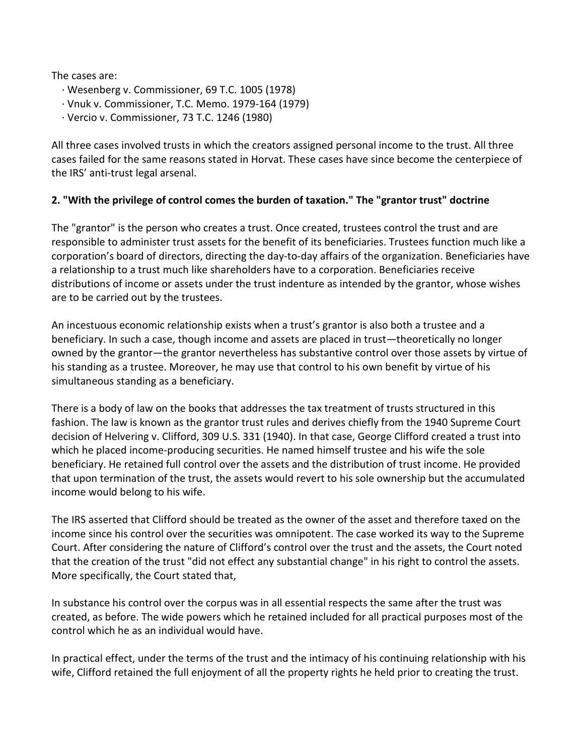The cases are:

- Wesenberg v. Commissioner, 69 T.C. 1005 (1978)
- Vnuk v. Commissioner, T.C. Memo. 1979-164 (1979)
- Vercio v. Commissioner, 73 T.C. 1246 (1980)

All three cases involved trusts in which the creators assigned personal income to the trust. All three cases failed for the same reasons stated in Horvat. These cases have since become the centerpiece of the IRS' anti-trust legal arsenal.

**2. "With the privilege of control comes the burden of taxation." The "grantor trust" doctrine**

The "grantor" is the person who creates a trust. Once created, trustees control the trust and are responsible to administer trust assets for the benefit of its beneficiaries. Trustees function much like a corporation's board of directors, directing the day-to-day affairs of the organization. Beneficiaries have a relationship to a trust much like shareholders have to a corporation. Beneficiaries receive distributions of income or assets under the trust indenture as intended by the grantor, whose wishes are to be carried out by the trustees.

An incestuous economic relationship exists when a trust's grantor is also both a trustee and a beneficiary. In such a case, though income and assets are placed in trust—theoretically no longer owned by the grantor—the grantor nevertheless has substantive control over those assets by virtue of his standing as a trustee. Moreover, he may use that control to his own benefit by virtue of his simultaneous standing as a beneficiary.

There is a body of law on the books that addresses the tax treatment of trusts structured in this fashion. The law is known as the grantor trust rules and derives chiefly from the 1940 Supreme Court decision of Helvering v. Clifford, 309 U.S. 331 (1940). In that case, George Clifford created a trust into which he placed income-producing securities. He named himself trustee and his wife the sole beneficiary. He retained full control over the assets and the distribution of trust income. He provided that upon termination of the trust, the assets would revert to his sole ownership but the accumulated income would belong to his wife.

The IRS asserted that Clifford should be treated as the owner of the asset and therefore taxed on the income since his control over the securities was omnipotent. The case worked its way to the Supreme Court. After considering the nature of Clifford's control over the trust and the assets, the Court noted that the creation of the trust "did not effect any substantial change" in his right to control the assets. More specifically, the Court stated that,

In substance his control over the corpus was in all essential respects the same after the trust was created, as before. The wide powers which he retained included for all practical purposes most of the control which he as an individual would have.

In practical effect, under the terms of the trust and the intimacy of his continuing relationship with his wife, Clifford retained the full enjoyment of all the property rights he held prior to creating the trust.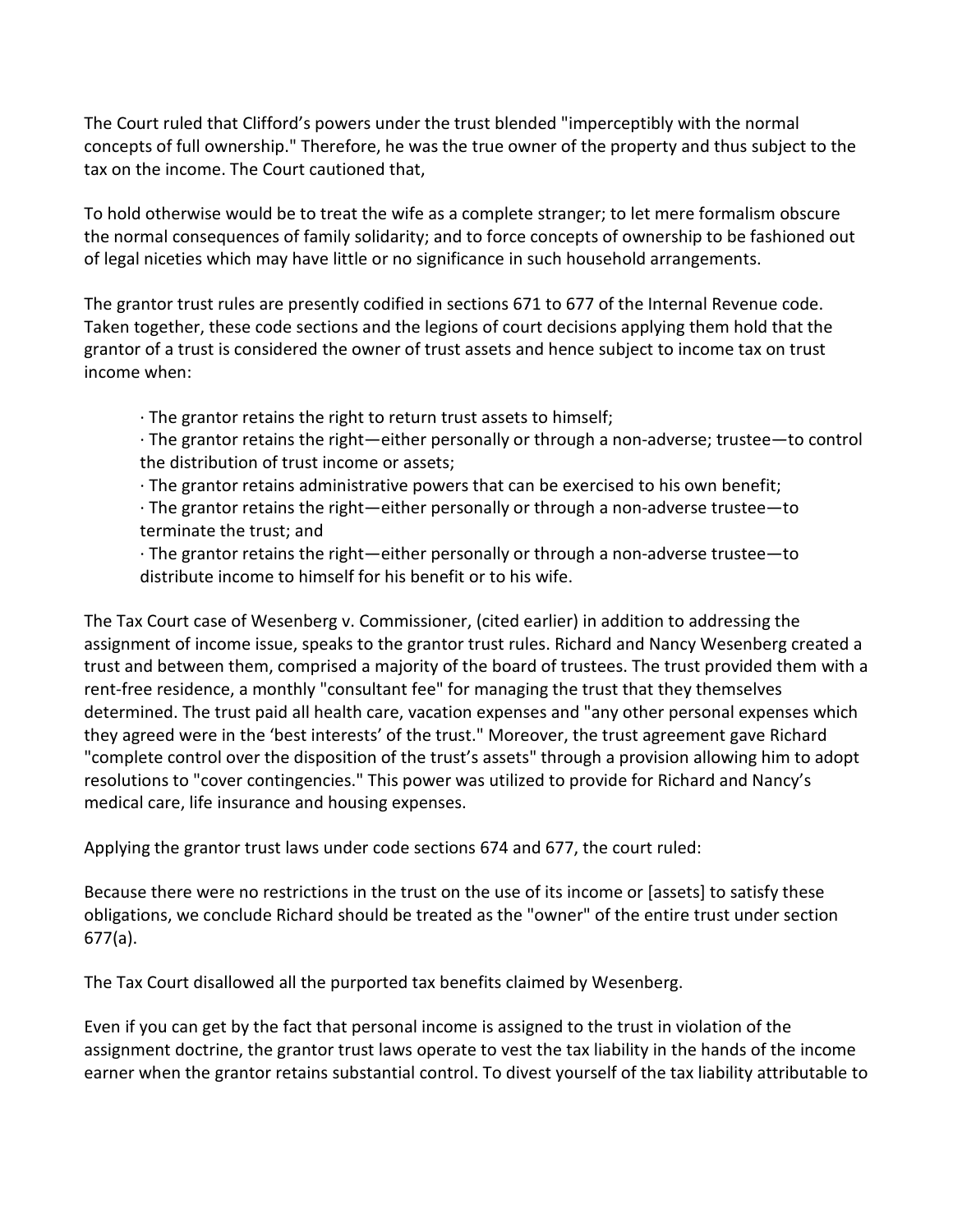The Court ruled that Clifford's powers under the trust blended "imperceptibly with the normal concepts of full ownership." Therefore, he was the true owner of the property and thus subject to the tax on the income. The Court cautioned that,

To hold otherwise would be to treat the wife as a complete stranger; to let mere formalism obscure the normal consequences of family solidarity; and to force concepts of ownership to be fashioned out of legal niceties which may have little or no significance in such household arrangements.

The grantor trust rules are presently codified in sections 671 to 677 of the Internal Revenue code. Taken together, these code sections and the legions of court decisions applying them hold that the grantor of a trust is considered the owner of trust assets and hence subject to income tax on trust income when:

- The grantor retains the right to return trust assets to himself;
- The grantor retains the right—either personally or through a non-adverse; trustee—to control the distribution of trust income or assets;
- The grantor retains administrative powers that can be exercised to his own benefit;
- The grantor retains the right—either personally or through a non-adverse trustee—to terminate the trust; and
- The grantor retains the right—either personally or through a non-adverse trustee—to distribute income to himself for his benefit or to his wife.

The Tax Court case of Wesenberg v. Commissioner, (cited earlier) in addition to addressing the assignment of income issue, speaks to the grantor trust rules. Richard and Nancy Wesenberg created a trust and between them, comprised a majority of the board of trustees. The trust provided them with a rent-free residence, a monthly "consultant fee" for managing the trust that they themselves determined. The trust paid all health care, vacation expenses and "any other personal expenses which they agreed were in the 'best interests' of the trust." Moreover, the trust agreement gave Richard "complete control over the disposition of the trust's assets" through a provision allowing him to adopt resolutions to "cover contingencies." This power was utilized to provide for Richard and Nancy's medical care, life insurance and housing expenses.

Applying the grantor trust laws under code sections 674 and 677, the court ruled:

Because there were no restrictions in the trust on the use of its income or [assets] to satisfy these obligations, we conclude Richard should be treated as the "owner" of the entire trust under section 677(a).

The Tax Court disallowed all the purported tax benefits claimed by Wesenberg.

Even if you can get by the fact that personal income is assigned to the trust in violation of the assignment doctrine, the grantor trust laws operate to vest the tax liability in the hands of the income earner when the grantor retains substantial control. To divest yourself of the tax liability attributable to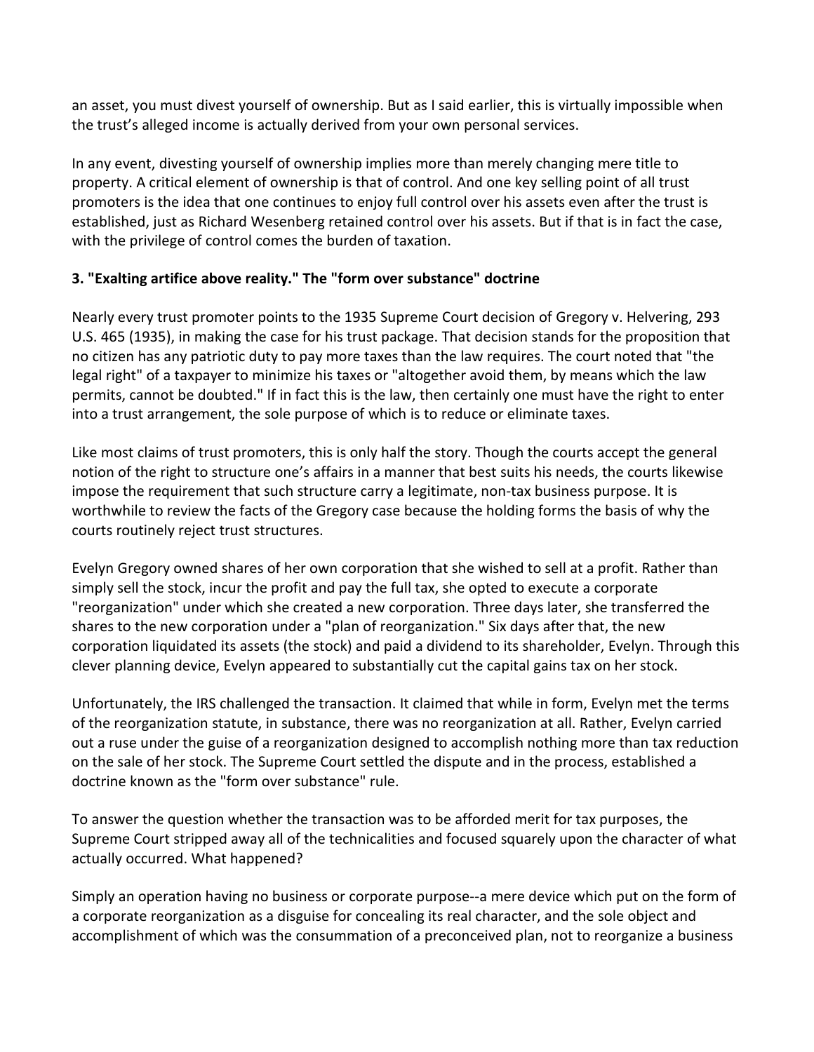an asset, you must divest yourself of ownership. But as I said earlier, this is virtually impossible when the trust's alleged income is actually derived from your own personal services.

In any event, divesting yourself of ownership implies more than merely changing mere title to property. A critical element of ownership is that of control. And one key selling point of all trust promoters is the idea that one continues to enjoy full control over his assets even after the trust is established, just as Richard Wesenberg retained control over his assets. But if that is in fact the case, with the privilege of control comes the burden of taxation.

### 3. "Exalting artifice above reality." The "form over substance" doctrine

Nearly every trust promoter points to the 1935 Supreme Court decision of Gregory v. Helvering, 293 U.S. 465 (1935), in making the case for his trust package. That decision stands for the proposition that no citizen has any patriotic duty to pay more taxes than the law requires. The court noted that "the legal right" of a taxpayer to minimize his taxes or "altogether avoid them, by means which the law permits, cannot be doubted." If in fact this is the law, then certainly one must have the right to enter into a trust arrangement, the sole purpose of which is to reduce or eliminate taxes.

Like most claims of trust promoters, this is only half the story. Though the courts accept the general notion of the right to structure one's affairs in a manner that best suits his needs, the courts likewise impose the requirement that such structure carry a legitimate, non-tax business purpose. It is worthwhile to review the facts of the Gregory case because the holding forms the basis of why the courts routinely reject trust structures.

Evelyn Gregory owned shares of her own corporation that she wished to sell at a profit. Rather than simply sell the stock, incur the profit and pay the full tax, she opted to execute a corporate "reorganization" under which she created a new corporation. Three days later, she transferred the shares to the new corporation under a "plan of reorganization." Six days after that, the new corporation liquidated its assets (the stock) and paid a dividend to its shareholder, Evelyn. Through this clever planning device, Evelyn appeared to substantially cut the capital gains tax on her stock.

Unfortunately, the IRS challenged the transaction. It claimed that while in form, Evelyn met the terms of the reorganization statute, in substance, there was no reorganization at all. Rather, Evelyn carried out a ruse under the guise of a reorganization designed to accomplish nothing more than tax reduction on the sale of her stock. The Supreme Court settled the dispute and in the process, established a doctrine known as the "form over substance" rule.

To answer the question whether the transaction was to be afforded merit for tax purposes, the Supreme Court stripped away all of the technicalities and focused squarely upon the character of what actually occurred. What happened?

Simply an operation having no business or corporate purpose--a mere device which put on the form of a corporate reorganization as a disguise for concealing its real character, and the sole object and accomplishment of which was the consummation of a preconceived plan, not to reorganize a business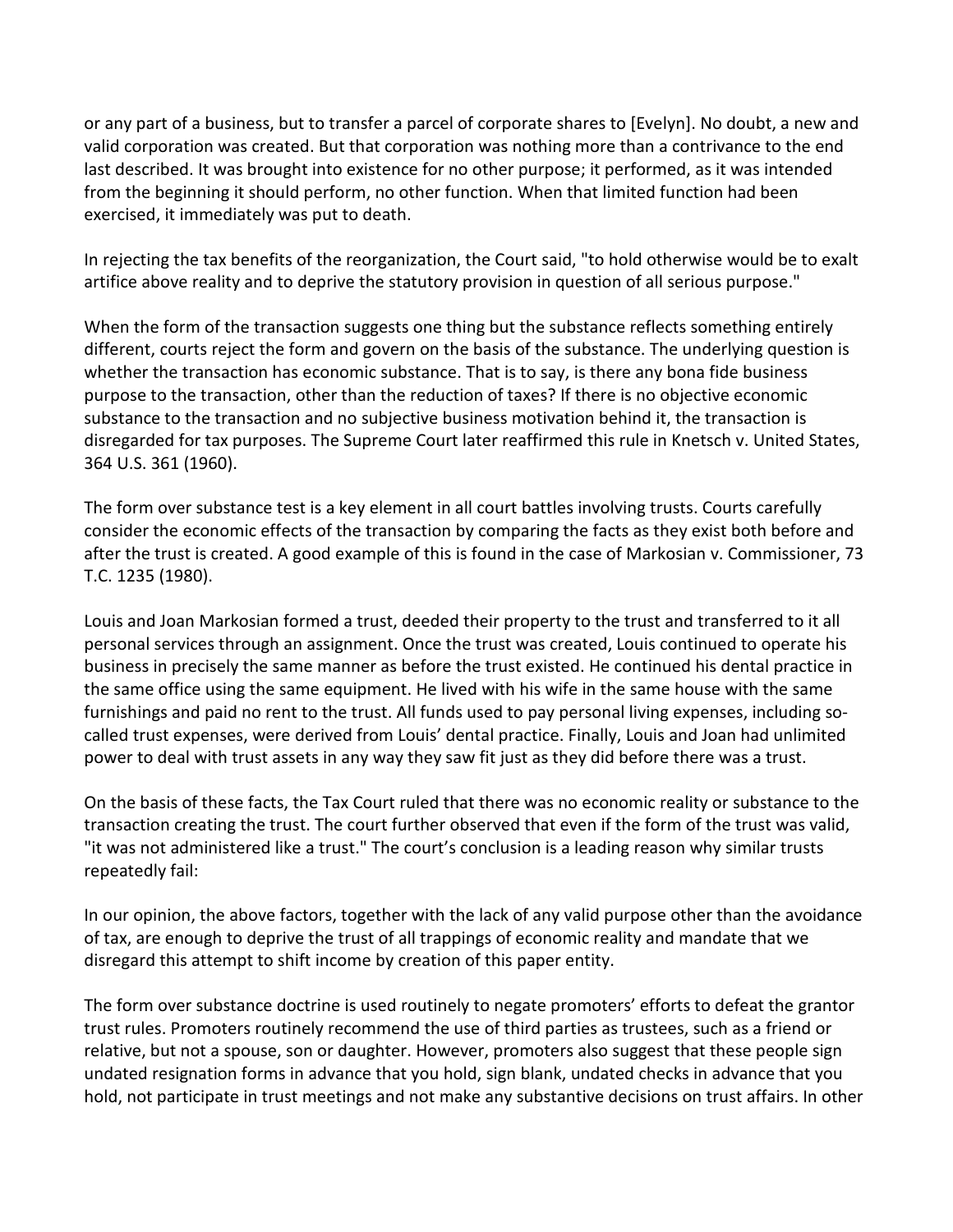or any part of a business, but to transfer a parcel of corporate shares to [Evelyn]. No doubt, a new and valid corporation was created. But that corporation was nothing more than a contrivance to the end last described. It was brought into existence for no other purpose; it performed, as it was intended from the beginning it should perform, no other function. When that limited function had been exercised, it immediately was put to death.

In rejecting the tax benefits of the reorganization, the Court said, "to hold otherwise would be to exalt artifice above reality and to deprive the statutory provision in question of all serious purpose."

When the form of the transaction suggests one thing but the substance reflects something entirely different, courts reject the form and govern on the basis of the substance. The underlying question is whether the transaction has economic substance. That is to say, is there any bona fide business purpose to the transaction, other than the reduction of taxes? If there is no objective economic substance to the transaction and no subjective business motivation behind it, the transaction is disregarded for tax purposes. The Supreme Court later reaffirmed this rule in Knetsch v. United States, 364 U.S. 361 (1960).

The form over substance test is a key element in all court battles involving trusts. Courts carefully consider the economic effects of the transaction by comparing the facts as they exist both before and after the trust is created. A good example of this is found in the case of Markosian v. Commissioner, 73 T.C. 1235 (1980).

Louis and Joan Markosian formed a trust, deeded their property to the trust and transferred to it all personal services through an assignment. Once the trust was created, Louis continued to operate his business in precisely the same manner as before the trust existed. He continued his dental practice in the same office using the same equipment. He lived with his wife in the same house with the same furnishings and paid no rent to the trust. All funds used to pay personal living expenses, including so-called trust expenses, were derived from Louis' dental practice. Finally, Louis and Joan had unlimited power to deal with trust assets in any way they saw fit just as they did before there was a trust.

On the basis of these facts, the Tax Court ruled that there was no economic reality or substance to the transaction creating the trust. The court further observed that even if the form of the trust was valid, "it was not administered like a trust." The court's conclusion is a leading reason why similar trusts repeatedly fail:

In our opinion, the above factors, together with the lack of any valid purpose other than the avoidance of tax, are enough to deprive the trust of all trappings of economic reality and mandate that we disregard this attempt to shift income by creation of this paper entity.

The form over substance doctrine is used routinely to negate promoters' efforts to defeat the grantor trust rules. Promoters routinely recommend the use of third parties as trustees, such as a friend or relative, but not a spouse, son or daughter. However, promoters also suggest that these people sign undated resignation forms in advance that you hold, sign blank, undated checks in advance that you hold, not participate in trust meetings and not make any substantive decisions on trust affairs. In other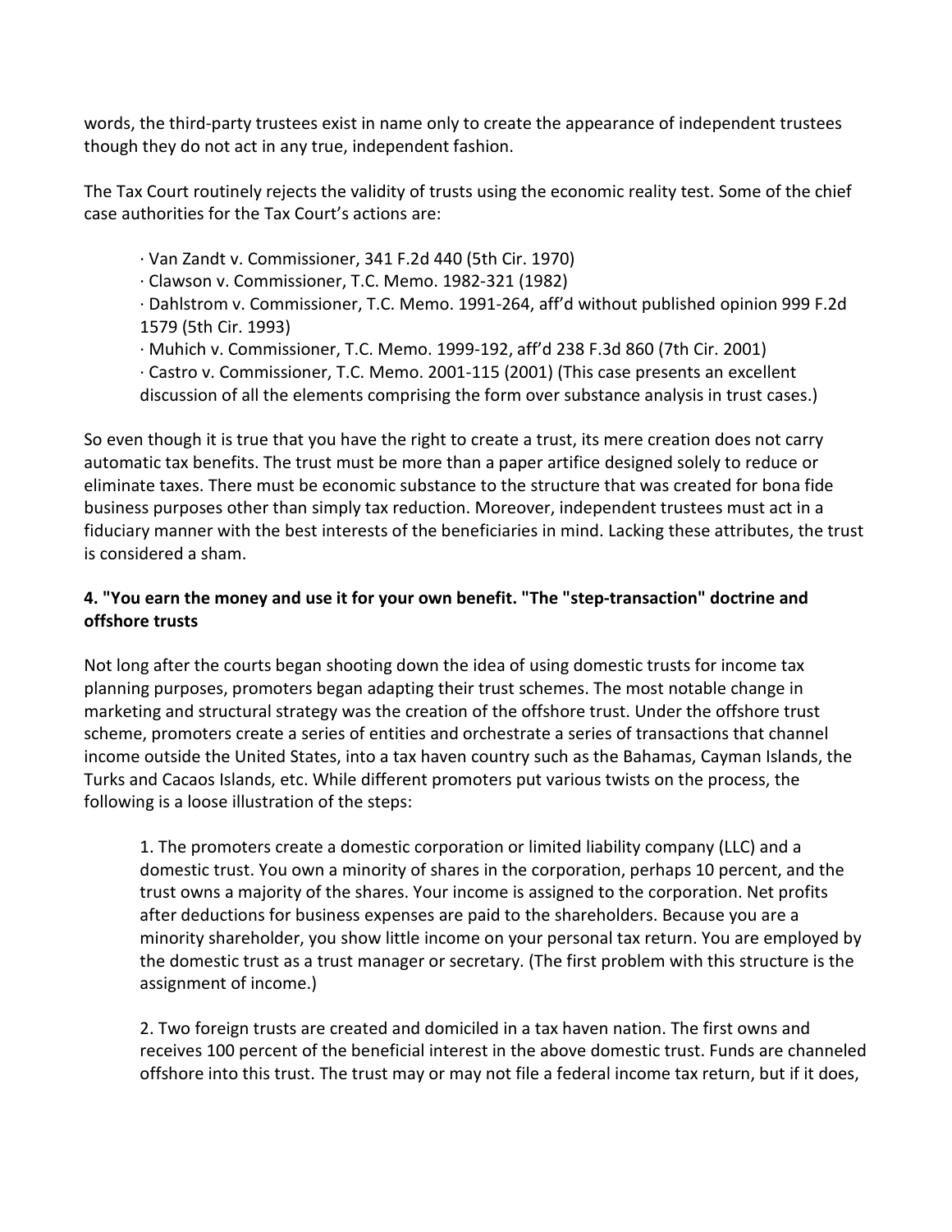words, the third-party trustees exist in name only to create the appearance of independent trustees though they do not act in any true, independent fashion.

The Tax Court routinely rejects the validity of trusts using the economic reality test. Some of the chief case authorities for the Tax Court's actions are:

- Van Zandt v. Commissioner, 341 F.2d 440 (5th Cir. 1970)
- Clawson v. Commissioner, T.C. Memo. 1982-321 (1982)
- Dahlstrom v. Commissioner, T.C. Memo. 1991-264, aff'd without published opinion 999 F.2d 1579 (5th Cir. 1993)
- Muhich v. Commissioner, T.C. Memo. 1999-192, aff'd 238 F.3d 860 (7th Cir. 2001)
- Castro v. Commissioner, T.C. Memo. 2001-115 (2001) (This case presents an excellent discussion of all the elements comprising the form over substance analysis in trust cases.)

So even though it is true that you have the right to create a trust, its mere creation does not carry automatic tax benefits. The trust must be more than a paper artifice designed solely to reduce or eliminate taxes. There must be economic substance to the structure that was created for bona fide business purposes other than simply tax reduction. Moreover, independent trustees must act in a fiduciary manner with the best interests of the beneficiaries in mind. Lacking these attributes, the trust is considered a sham.

### 4. "You earn the money and use it for your own benefit. "The "step-transaction" doctrine and offshore trusts

Not long after the courts began shooting down the idea of using domestic trusts for income tax planning purposes, promoters began adapting their trust schemes. The most notable change in marketing and structural strategy was the creation of the offshore trust. Under the offshore trust scheme, promoters create a series of entities and orchestrate a series of transactions that channel income outside the United States, into a tax haven country such as the Bahamas, Cayman Islands, the Turks and Cacaos Islands, etc. While different promoters put various twists on the process, the following is a loose illustration of the steps:

1. The promoters create a domestic corporation or limited liability company (LLC) and a domestic trust. You own a minority of shares in the corporation, perhaps 10 percent, and the trust owns a majority of the shares. Your income is assigned to the corporation. Net profits after deductions for business expenses are paid to the shareholders. Because you are a minority shareholder, you show little income on your personal tax return. You are employed by the domestic trust as a trust manager or secretary. (The first problem with this structure is the assignment of income.)

2. Two foreign trusts are created and domiciled in a tax haven nation. The first owns and receives 100 percent of the beneficial interest in the above domestic trust. Funds are channeled offshore into this trust. The trust may or may not file a federal income tax return, but if it does,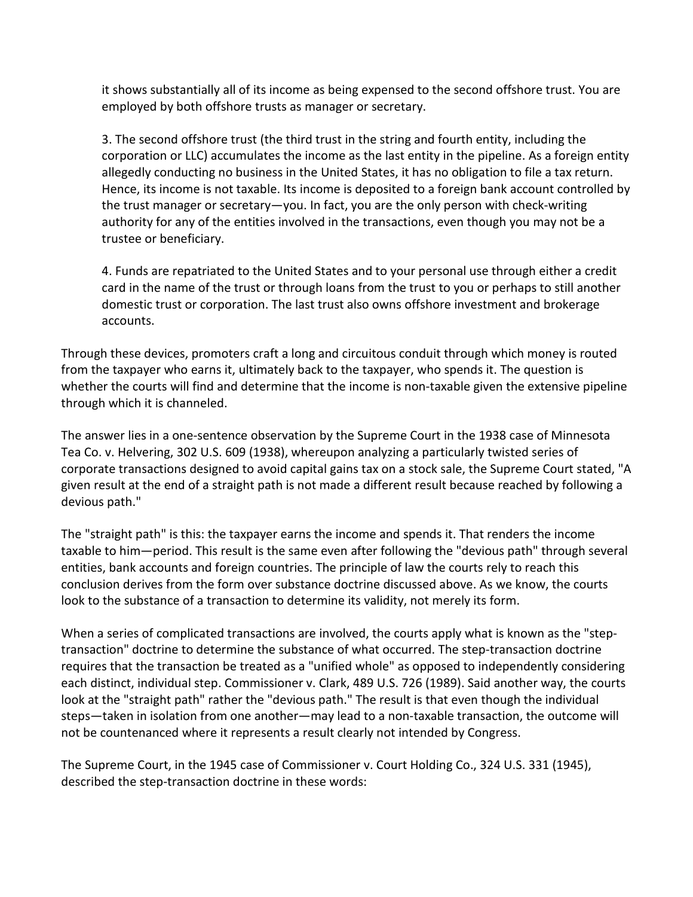it shows substantially all of its income as being expensed to the second offshore trust. You are employed by both offshore trusts as manager or secretary.

3. The second offshore trust (the third trust in the string and fourth entity, including the corporation or LLC) accumulates the income as the last entity in the pipeline. As a foreign entity allegedly conducting no business in the United States, it has no obligation to file a tax return. Hence, its income is not taxable. Its income is deposited to a foreign bank account controlled by the trust manager or secretary—you. In fact, you are the only person with check-writing authority for any of the entities involved in the transactions, even though you may not be a trustee or beneficiary.

4. Funds are repatriated to the United States and to your personal use through either a credit card in the name of the trust or through loans from the trust to you or perhaps to still another domestic trust or corporation. The last trust also owns offshore investment and brokerage accounts.

Through these devices, promoters craft a long and circuitous conduit through which money is routed from the taxpayer who earns it, ultimately back to the taxpayer, who spends it. The question is whether the courts will find and determine that the income is non-taxable given the extensive pipeline through which it is channeled.

The answer lies in a one-sentence observation by the Supreme Court in the 1938 case of Minnesota Tea Co. v. Helvering, 302 U.S. 609 (1938), whereupon analyzing a particularly twisted series of corporate transactions designed to avoid capital gains tax on a stock sale, the Supreme Court stated, "A given result at the end of a straight path is not made a different result because reached by following a devious path."

The "straight path" is this: the taxpayer earns the income and spends it. That renders the income taxable to him—period. This result is the same even after following the "devious path" through several entities, bank accounts and foreign countries. The principle of law the courts rely to reach this conclusion derives from the form over substance doctrine discussed above. As we know, the courts look to the substance of a transaction to determine its validity, not merely its form.

When a series of complicated transactions are involved, the courts apply what is known as the "step-transaction" doctrine to determine the substance of what occurred. The step-transaction doctrine requires that the transaction be treated as a "unified whole" as opposed to independently considering each distinct, individual step. Commissioner v. Clark, 489 U.S. 726 (1989). Said another way, the courts look at the "straight path" rather the "devious path." The result is that even though the individual steps—taken in isolation from one another—may lead to a non-taxable transaction, the outcome will not be countenanced where it represents a result clearly not intended by Congress.

The Supreme Court, in the 1945 case of Commissioner v. Court Holding Co., 324 U.S. 331 (1945), described the step-transaction doctrine in these words: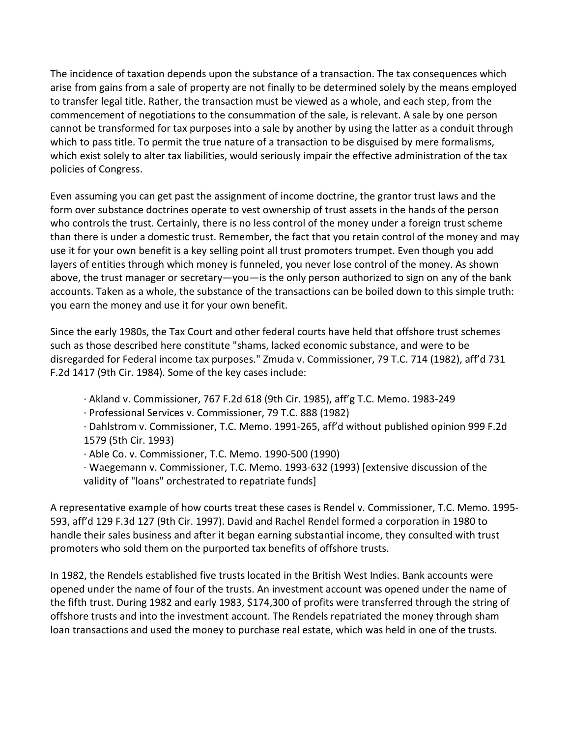The incidence of taxation depends upon the substance of a transaction. The tax consequences which arise from gains from a sale of property are not finally to be determined solely by the means employed to transfer legal title. Rather, the transaction must be viewed as a whole, and each step, from the commencement of negotiations to the consummation of the sale, is relevant. A sale by one person cannot be transformed for tax purposes into a sale by another by using the latter as a conduit through which to pass title. To permit the true nature of a transaction to be disguised by mere formalisms, which exist solely to alter tax liabilities, would seriously impair the effective administration of the tax policies of Congress.

Even assuming you can get past the assignment of income doctrine, the grantor trust laws and the form over substance doctrines operate to vest ownership of trust assets in the hands of the person who controls the trust. Certainly, there is no less control of the money under a foreign trust scheme than there is under a domestic trust. Remember, the fact that you retain control of the money and may use it for your own benefit is a key selling point all trust promoters trumpet. Even though you add layers of entities through which money is funneled, you never lose control of the money. As shown above, the trust manager or secretary—you—is the only person authorized to sign on any of the bank accounts. Taken as a whole, the substance of the transactions can be boiled down to this simple truth: you earn the money and use it for your own benefit.

Since the early 1980s, the Tax Court and other federal courts have held that offshore trust schemes such as those described here constitute "shams, lacked economic substance, and were to be disregarded for Federal income tax purposes." Zmuda v. Commissioner, 79 T.C. 714 (1982), aff'd 731 F.2d 1417 (9th Cir. 1984). Some of the key cases include:

- Akland v. Commissioner, 767 F.2d 618 (9th Cir. 1985), aff'g T.C. Memo. 1983-249
- Professional Services v. Commissioner, 79 T.C. 888 (1982)
- Dahlstrom v. Commissioner, T.C. Memo. 1991-265, aff'd without published opinion 999 F.2d 1579 (5th Cir. 1993)
- Able Co. v. Commissioner, T.C. Memo. 1990-500 (1990)
- Waegemann v. Commissioner, T.C. Memo. 1993-632 (1993) [extensive discussion of the validity of "loans" orchestrated to repatriate funds]

A representative example of how courts treat these cases is Rendel v. Commissioner, T.C. Memo. 1995-593, aff'd 129 F.3d 127 (9th Cir. 1997). David and Rachel Rendel formed a corporation in 1980 to handle their sales business and after it began earning substantial income, they consulted with trust promoters who sold them on the purported tax benefits of offshore trusts.

In 1982, the Rendels established five trusts located in the British West Indies. Bank accounts were opened under the name of four of the trusts. An investment account was opened under the name of the fifth trust. During 1982 and early 1983, $174,300 of profits were transferred through the string of offshore trusts and into the investment account. The Rendels repatriated the money through sham loan transactions and used the money to purchase real estate, which was held in one of the trusts.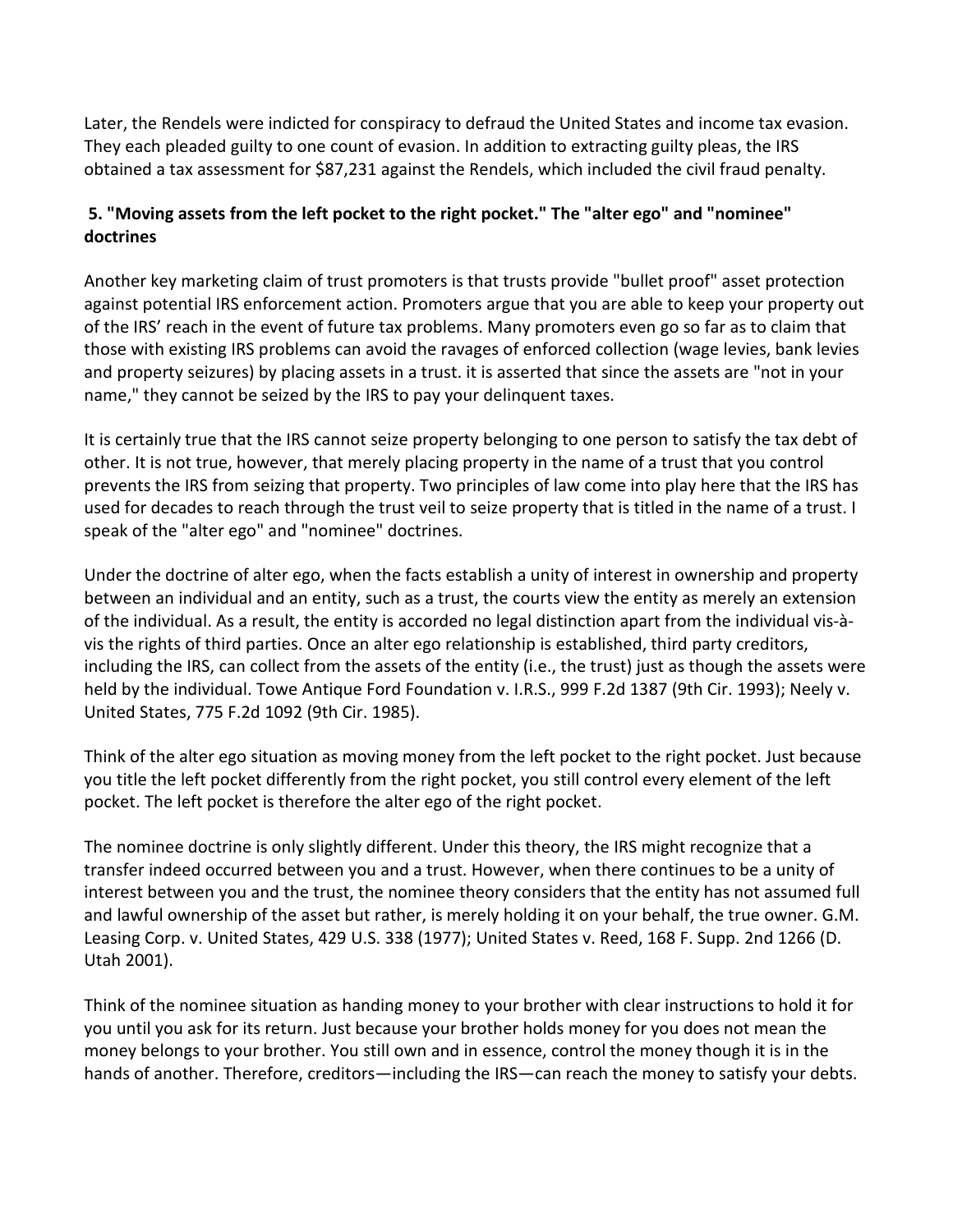Later, the Rendels were indicted for conspiracy to defraud the United States and income tax evasion. They each pleaded guilty to one count of evasion. In addition to extracting guilty pleas, the IRS obtained a tax assessment for $87,231 against the Rendels, which included the civil fraud penalty.

### 5. "Moving assets from the left pocket to the right pocket." The "alter ego" and "nominee" doctrines

Another key marketing claim of trust promoters is that trusts provide "bullet proof" asset protection against potential IRS enforcement action. Promoters argue that you are able to keep your property out of the IRS' reach in the event of future tax problems. Many promoters even go so far as to claim that those with existing IRS problems can avoid the ravages of enforced collection (wage levies, bank levies and property seizures) by placing assets in a trust. it is asserted that since the assets are "not in your name," they cannot be seized by the IRS to pay your delinquent taxes.

It is certainly true that the IRS cannot seize property belonging to one person to satisfy the tax debt of other. It is not true, however, that merely placing property in the name of a trust that you control prevents the IRS from seizing that property. Two principles of law come into play here that the IRS has used for decades to reach through the trust veil to seize property that is titled in the name of a trust. I speak of the "alter ego" and "nominee" doctrines.

Under the doctrine of alter ego, when the facts establish a unity of interest in ownership and property between an individual and an entity, such as a trust, the courts view the entity as merely an extension of the individual. As a result, the entity is accorded no legal distinction apart from the individual vis-à-vis the rights of third parties. Once an alter ego relationship is established, third party creditors, including the IRS, can collect from the assets of the entity (i.e., the trust) just as though the assets were held by the individual. Towe Antique Ford Foundation v. I.R.S., 999 F.2d 1387 (9th Cir. 1993); Neely v. United States, 775 F.2d 1092 (9th Cir. 1985).

Think of the alter ego situation as moving money from the left pocket to the right pocket. Just because you title the left pocket differently from the right pocket, you still control every element of the left pocket. The left pocket is therefore the alter ego of the right pocket.

The nominee doctrine is only slightly different. Under this theory, the IRS might recognize that a transfer indeed occurred between you and a trust. However, when there continues to be a unity of interest between you and the trust, the nominee theory considers that the entity has not assumed full and lawful ownership of the asset but rather, is merely holding it on your behalf, the true owner. G.M. Leasing Corp. v. United States, 429 U.S. 338 (1977); United States v. Reed, 168 F. Supp. 2nd 1266 (D. Utah 2001).

Think of the nominee situation as handing money to your brother with clear instructions to hold it for you until you ask for its return. Just because your brother holds money for you does not mean the money belongs to your brother. You still own and in essence, control the money though it is in the hands of another. Therefore, creditors—including the IRS—can reach the money to satisfy your debts.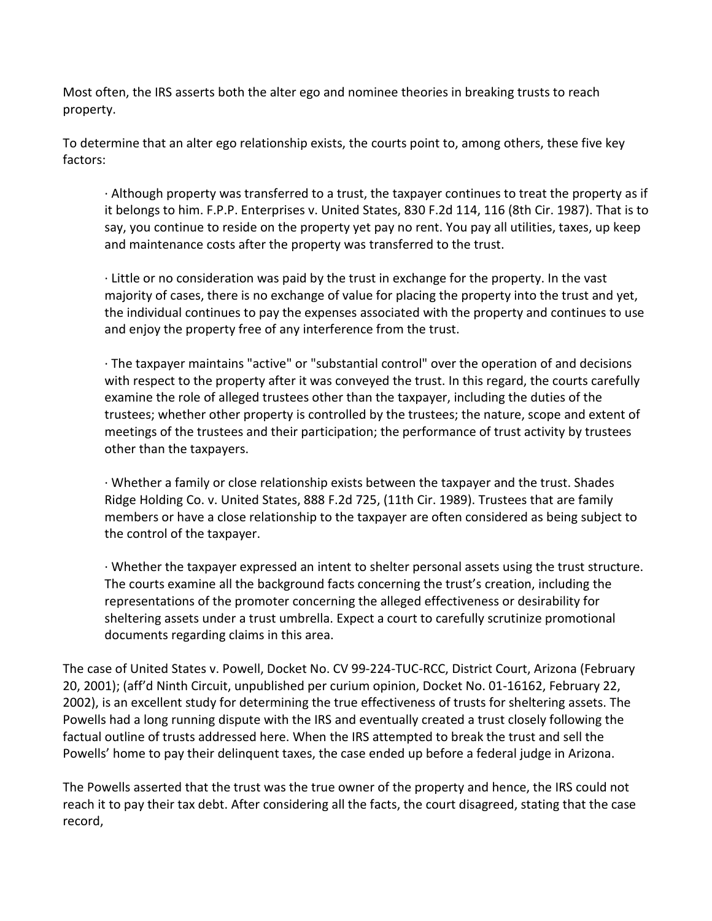Most often, the IRS asserts both the alter ego and nominee theories in breaking trusts to reach property.

To determine that an alter ego relationship exists, the courts point to, among others, these five key factors:

- Although property was transferred to a trust, the taxpayer continues to treat the property as if it belongs to him. F.P.P. Enterprises v. United States, 830 F.2d 114, 116 (8th Cir. 1987). That is to say, you continue to reside on the property yet pay no rent. You pay all utilities, taxes, up keep and maintenance costs after the property was transferred to the trust.

- Little or no consideration was paid by the trust in exchange for the property. In the vast majority of cases, there is no exchange of value for placing the property into the trust and yet, the individual continues to pay the expenses associated with the property and continues to use and enjoy the property free of any interference from the trust.

- The taxpayer maintains "active" or "substantial control" over the operation of and decisions with respect to the property after it was conveyed the trust. In this regard, the courts carefully examine the role of alleged trustees other than the taxpayer, including the duties of the trustees; whether other property is controlled by the trustees; the nature, scope and extent of meetings of the trustees and their participation; the performance of trust activity by trustees other than the taxpayers.

- Whether a family or close relationship exists between the taxpayer and the trust. Shades Ridge Holding Co. v. United States, 888 F.2d 725, (11th Cir. 1989). Trustees that are family members or have a close relationship to the taxpayer are often considered as being subject to the control of the taxpayer.

- Whether the taxpayer expressed an intent to shelter personal assets using the trust structure. The courts examine all the background facts concerning the trust's creation, including the representations of the promoter concerning the alleged effectiveness or desirability for sheltering assets under a trust umbrella. Expect a court to carefully scrutinize promotional documents regarding claims in this area.

The case of United States v. Powell, Docket No. CV 99-224-TUC-RCC, District Court, Arizona (February 20, 2001); (aff'd Ninth Circuit, unpublished per curium opinion, Docket No. 01-16162, February 22, 2002), is an excellent study for determining the true effectiveness of trusts for sheltering assets. The Powells had a long running dispute with the IRS and eventually created a trust closely following the factual outline of trusts addressed here. When the IRS attempted to break the trust and sell the Powells' home to pay their delinquent taxes, the case ended up before a federal judge in Arizona.

The Powells asserted that the trust was the true owner of the property and hence, the IRS could not reach it to pay their tax debt. After considering all the facts, the court disagreed, stating that the case record,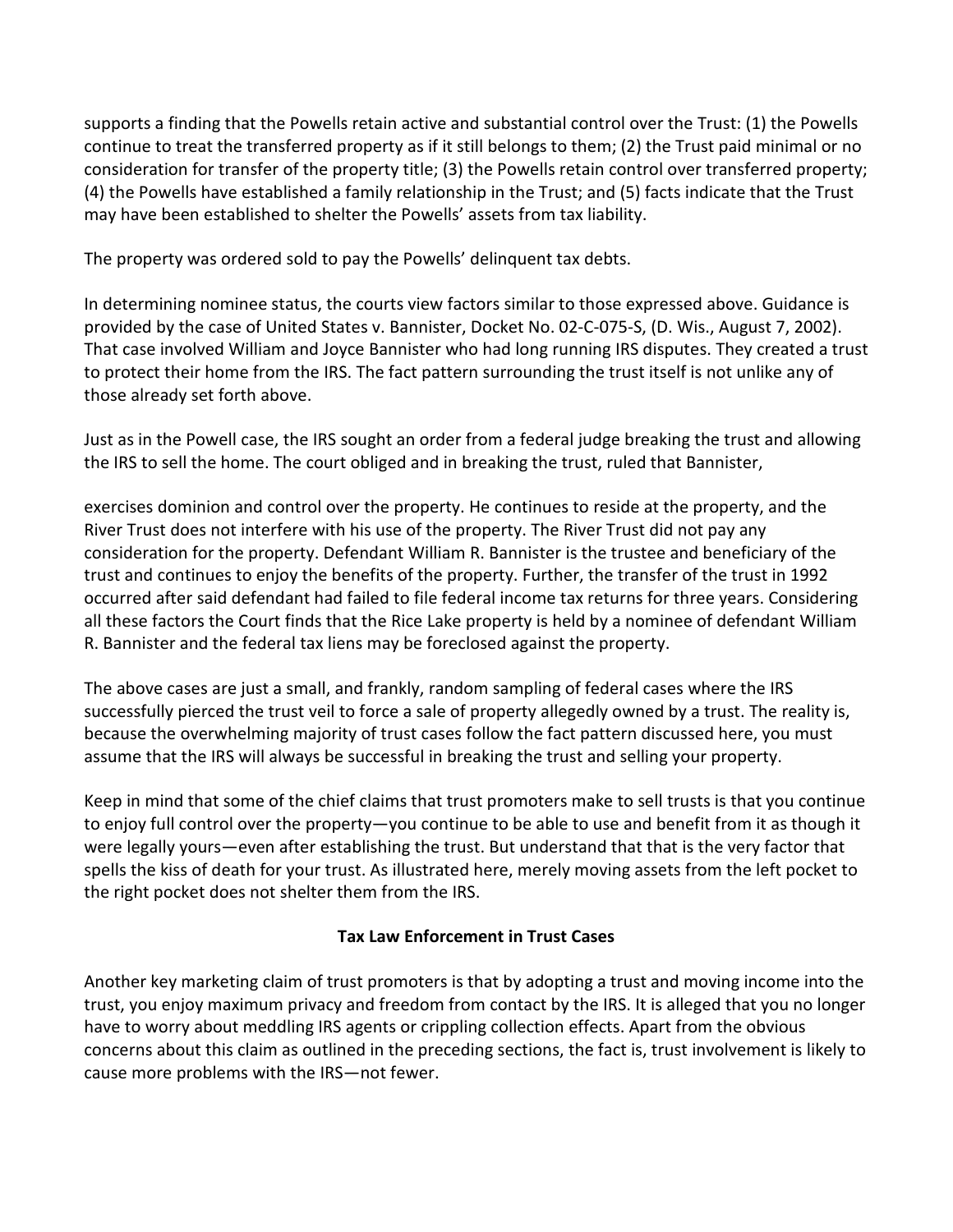supports a finding that the Powells retain active and substantial control over the Trust: (1) the Powells continue to treat the transferred property as if it still belongs to them; (2) the Trust paid minimal or no consideration for transfer of the property title; (3) the Powells retain control over transferred property; (4) the Powells have established a family relationship in the Trust; and (5) facts indicate that the Trust may have been established to shelter the Powells' assets from tax liability.

The property was ordered sold to pay the Powells' delinquent tax debts.

In determining nominee status, the courts view factors similar to those expressed above. Guidance is provided by the case of United States v. Bannister, Docket No. 02-C-075-S, (D. Wis., August 7, 2002). That case involved William and Joyce Bannister who had long running IRS disputes. They created a trust to protect their home from the IRS. The fact pattern surrounding the trust itself is not unlike any of those already set forth above.

Just as in the Powell case, the IRS sought an order from a federal judge breaking the trust and allowing the IRS to sell the home. The court obliged and in breaking the trust, ruled that Bannister,

exercises dominion and control over the property. He continues to reside at the property, and the River Trust does not interfere with his use of the property. The River Trust did not pay any consideration for the property. Defendant William R. Bannister is the trustee and beneficiary of the trust and continues to enjoy the benefits of the property. Further, the transfer of the trust in 1992 occurred after said defendant had failed to file federal income tax returns for three years. Considering all these factors the Court finds that the Rice Lake property is held by a nominee of defendant William R. Bannister and the federal tax liens may be foreclosed against the property.

The above cases are just a small, and frankly, random sampling of federal cases where the IRS successfully pierced the trust veil to force a sale of property allegedly owned by a trust. The reality is, because the overwhelming majority of trust cases follow the fact pattern discussed here, you must assume that the IRS will always be successful in breaking the trust and selling your property.

Keep in mind that some of the chief claims that trust promoters make to sell trusts is that you continue to enjoy full control over the property—you continue to be able to use and benefit from it as though it were legally yours—even after establishing the trust. But understand that that is the very factor that spells the kiss of death for your trust. As illustrated here, merely moving assets from the left pocket to the right pocket does not shelter them from the IRS.

### Tax Law Enforcement in Trust Cases

Another key marketing claim of trust promoters is that by adopting a trust and moving income into the trust, you enjoy maximum privacy and freedom from contact by the IRS. It is alleged that you no longer have to worry about meddling IRS agents or crippling collection effects. Apart from the obvious concerns about this claim as outlined in the preceding sections, the fact is, trust involvement is likely to cause more problems with the IRS—not fewer.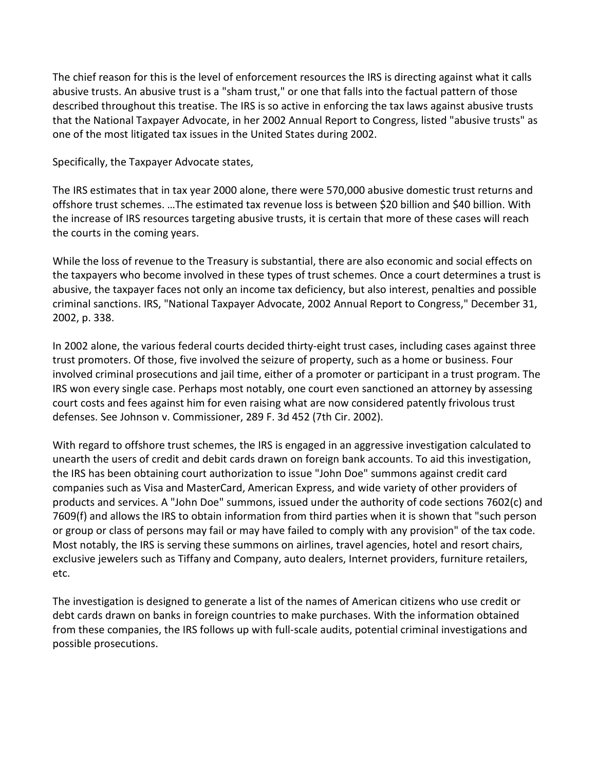The chief reason for this is the level of enforcement resources the IRS is directing against what it calls abusive trusts. An abusive trust is a "sham trust," or one that falls into the factual pattern of those described throughout this treatise. The IRS is so active in enforcing the tax laws against abusive trusts that the National Taxpayer Advocate, in her 2002 Annual Report to Congress, listed "abusive trusts" as one of the most litigated tax issues in the United States during 2002.

Specifically, the Taxpayer Advocate states,

The IRS estimates that in tax year 2000 alone, there were 570,000 abusive domestic trust returns and offshore trust schemes. …The estimated tax revenue loss is between $20 billion and $40 billion. With the increase of IRS resources targeting abusive trusts, it is certain that more of these cases will reach the courts in the coming years.

While the loss of revenue to the Treasury is substantial, there are also economic and social effects on the taxpayers who become involved in these types of trust schemes. Once a court determines a trust is abusive, the taxpayer faces not only an income tax deficiency, but also interest, penalties and possible criminal sanctions. IRS, "National Taxpayer Advocate, 2002 Annual Report to Congress," December 31, 2002, p. 338.

In 2002 alone, the various federal courts decided thirty-eight trust cases, including cases against three trust promoters. Of those, five involved the seizure of property, such as a home or business. Four involved criminal prosecutions and jail time, either of a promoter or participant in a trust program. The IRS won every single case. Perhaps most notably, one court even sanctioned an attorney by assessing court costs and fees against him for even raising what are now considered patently frivolous trust defenses. See Johnson v. Commissioner, 289 F. 3d 452 (7th Cir. 2002).

With regard to offshore trust schemes, the IRS is engaged in an aggressive investigation calculated to unearth the users of credit and debit cards drawn on foreign bank accounts. To aid this investigation, the IRS has been obtaining court authorization to issue "John Doe" summons against credit card companies such as Visa and MasterCard, American Express, and wide variety of other providers of products and services. A "John Doe" summons, issued under the authority of code sections 7602(c) and 7609(f) and allows the IRS to obtain information from third parties when it is shown that "such person or group or class of persons may fail or may have failed to comply with any provision" of the tax code. Most notably, the IRS is serving these summons on airlines, travel agencies, hotel and resort chairs, exclusive jewelers such as Tiffany and Company, auto dealers, Internet providers, furniture retailers, etc.

The investigation is designed to generate a list of the names of American citizens who use credit or debt cards drawn on banks in foreign countries to make purchases. With the information obtained from these companies, the IRS follows up with full-scale audits, potential criminal investigations and possible prosecutions.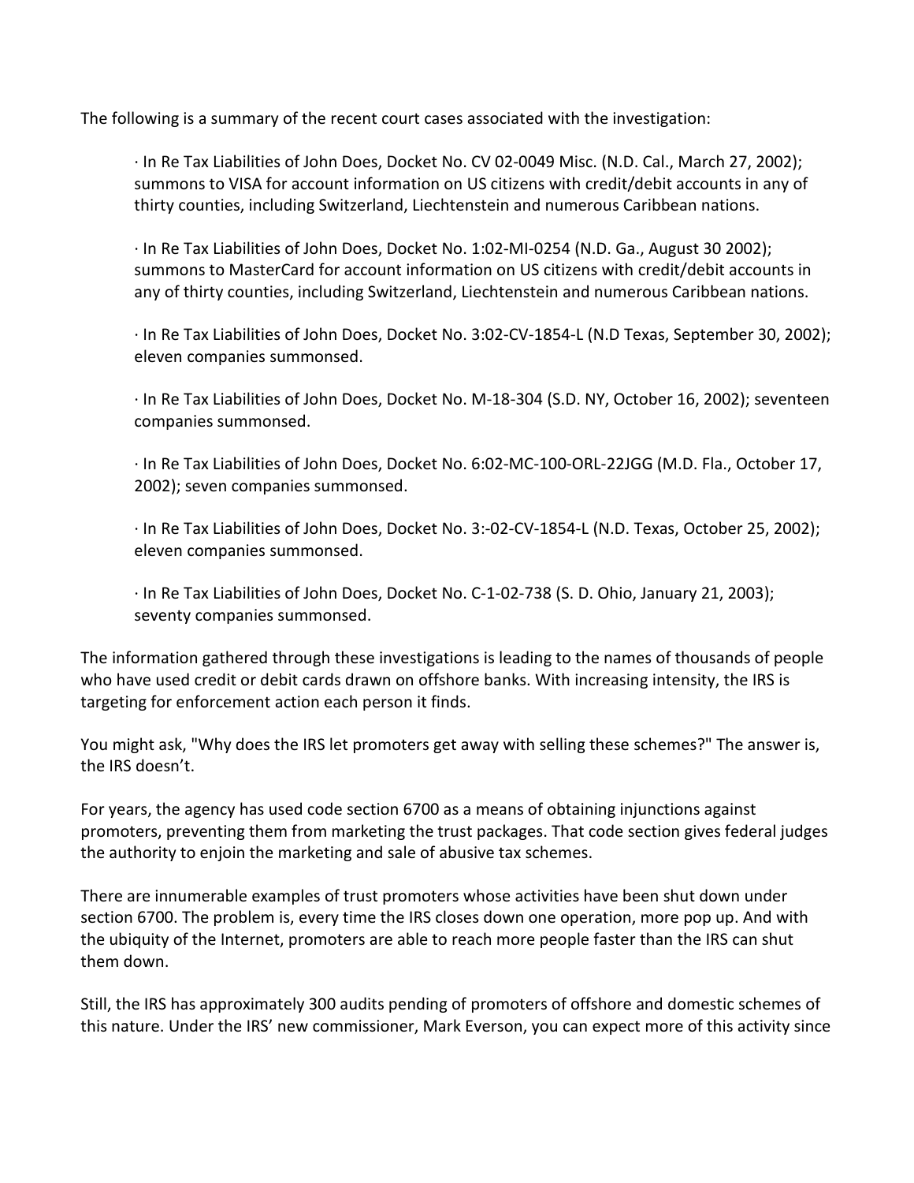The following is a summary of the recent court cases associated with the investigation:

- In Re Tax Liabilities of John Does, Docket No. CV 02-0049 Misc. (N.D. Cal., March 27, 2002); summons to VISA for account information on US citizens with credit/debit accounts in any of thirty counties, including Switzerland, Liechtenstein and numerous Caribbean nations.

- In Re Tax Liabilities of John Does, Docket No. 1:02-MI-0254 (N.D. Ga., August 30 2002); summons to MasterCard for account information on US citizens with credit/debit accounts in any of thirty counties, including Switzerland, Liechtenstein and numerous Caribbean nations.

- In Re Tax Liabilities of John Does, Docket No. 3:02-CV-1854-L (N.D Texas, September 30, 2002); eleven companies summonsed.

- In Re Tax Liabilities of John Does, Docket No. M-18-304 (S.D. NY, October 16, 2002); seventeen companies summonsed.

- In Re Tax Liabilities of John Does, Docket No. 6:02-MC-100-ORL-22JGG (M.D. Fla., October 17, 2002); seven companies summonsed.

- In Re Tax Liabilities of John Does, Docket No. 3:-02-CV-1854-L (N.D. Texas, October 25, 2002); eleven companies summonsed.

- In Re Tax Liabilities of John Does, Docket No. C-1-02-738 (S. D. Ohio, January 21, 2003); seventy companies summonsed.

The information gathered through these investigations is leading to the names of thousands of people who have used credit or debit cards drawn on offshore banks. With increasing intensity, the IRS is targeting for enforcement action each person it finds.

You might ask, "Why does the IRS let promoters get away with selling these schemes?" The answer is, the IRS doesn't.

For years, the agency has used code section 6700 as a means of obtaining injunctions against promoters, preventing them from marketing the trust packages. That code section gives federal judges the authority to enjoin the marketing and sale of abusive tax schemes.

There are innumerable examples of trust promoters whose activities have been shut down under section 6700. The problem is, every time the IRS closes down one operation, more pop up. And with the ubiquity of the Internet, promoters are able to reach more people faster than the IRS can shut them down.

Still, the IRS has approximately 300 audits pending of promoters of offshore and domestic schemes of this nature. Under the IRS' new commissioner, Mark Everson, you can expect more of this activity since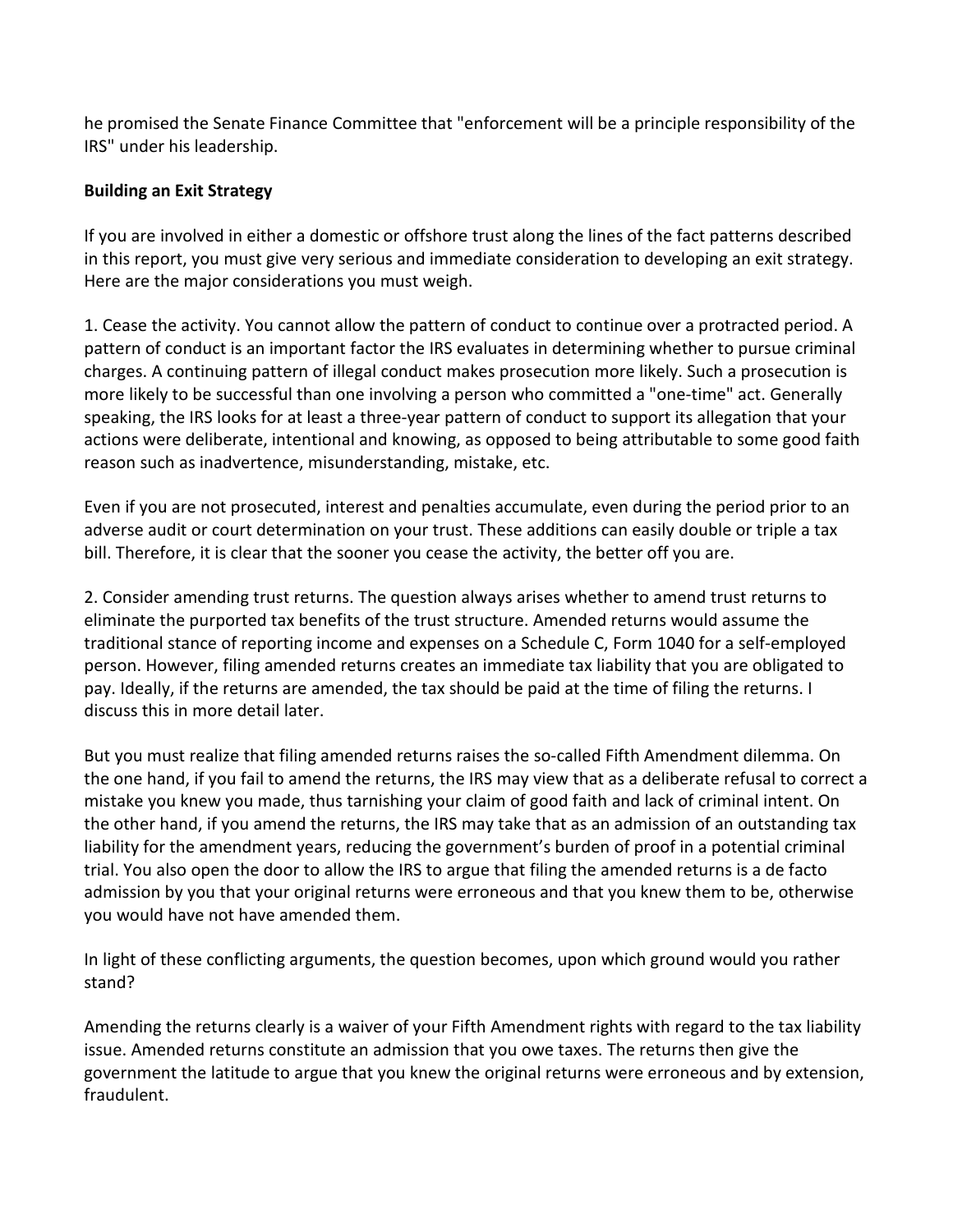he promised the Senate Finance Committee that "enforcement will be a principle responsibility of the IRS" under his leadership.

**Building an Exit Strategy**

If you are involved in either a domestic or offshore trust along the lines of the fact patterns described in this report, you must give very serious and immediate consideration to developing an exit strategy. Here are the major considerations you must weigh.

1. Cease the activity. You cannot allow the pattern of conduct to continue over a protracted period. A pattern of conduct is an important factor the IRS evaluates in determining whether to pursue criminal charges. A continuing pattern of illegal conduct makes prosecution more likely. Such a prosecution is more likely to be successful than one involving a person who committed a "one-time" act. Generally speaking, the IRS looks for at least a three-year pattern of conduct to support its allegation that your actions were deliberate, intentional and knowing, as opposed to being attributable to some good faith reason such as inadvertence, misunderstanding, mistake, etc.

Even if you are not prosecuted, interest and penalties accumulate, even during the period prior to an adverse audit or court determination on your trust. These additions can easily double or triple a tax bill. Therefore, it is clear that the sooner you cease the activity, the better off you are.

2. Consider amending trust returns. The question always arises whether to amend trust returns to eliminate the purported tax benefits of the trust structure. Amended returns would assume the traditional stance of reporting income and expenses on a Schedule C, Form 1040 for a self-employed person. However, filing amended returns creates an immediate tax liability that you are obligated to pay. Ideally, if the returns are amended, the tax should be paid at the time of filing the returns. I discuss this in more detail later.

But you must realize that filing amended returns raises the so-called Fifth Amendment dilemma. On the one hand, if you fail to amend the returns, the IRS may view that as a deliberate refusal to correct a mistake you knew you made, thus tarnishing your claim of good faith and lack of criminal intent. On the other hand, if you amend the returns, the IRS may take that as an admission of an outstanding tax liability for the amendment years, reducing the government's burden of proof in a potential criminal trial. You also open the door to allow the IRS to argue that filing the amended returns is a de facto admission by you that your original returns were erroneous and that you knew them to be, otherwise you would have not have amended them.

In light of these conflicting arguments, the question becomes, upon which ground would you rather stand?

Amending the returns clearly is a waiver of your Fifth Amendment rights with regard to the tax liability issue. Amended returns constitute an admission that you owe taxes. The returns then give the government the latitude to argue that you knew the original returns were erroneous and by extension, fraudulent.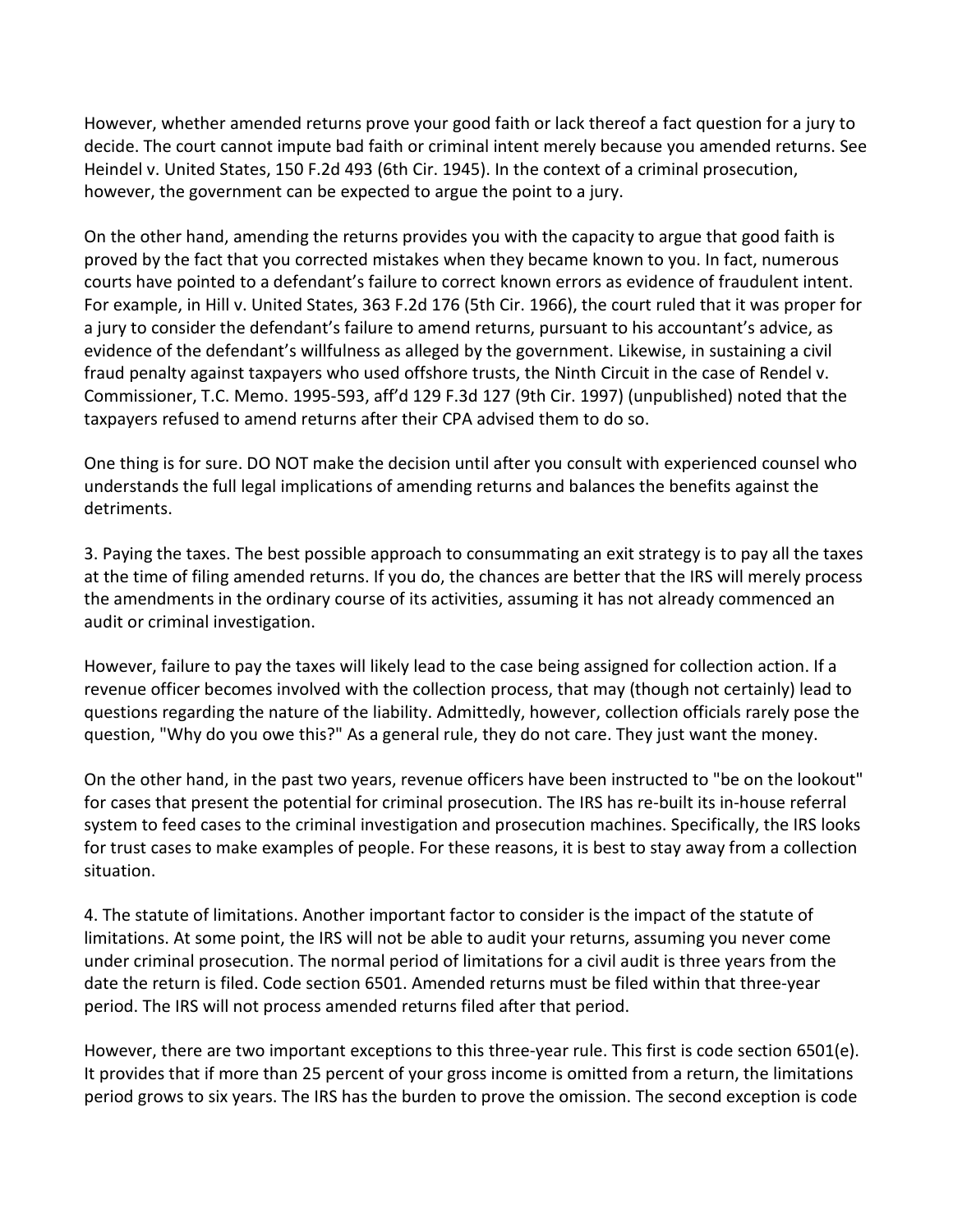However, whether amended returns prove your good faith or lack thereof a fact question for a jury to decide. The court cannot impute bad faith or criminal intent merely because you amended returns. See Heindel v. United States, 150 F.2d 493 (6th Cir. 1945). In the context of a criminal prosecution, however, the government can be expected to argue the point to a jury.

On the other hand, amending the returns provides you with the capacity to argue that good faith is proved by the fact that you corrected mistakes when they became known to you. In fact, numerous courts have pointed to a defendant's failure to correct known errors as evidence of fraudulent intent. For example, in Hill v. United States, 363 F.2d 176 (5th Cir. 1966), the court ruled that it was proper for a jury to consider the defendant's failure to amend returns, pursuant to his accountant's advice, as evidence of the defendant's willfulness as alleged by the government. Likewise, in sustaining a civil fraud penalty against taxpayers who used offshore trusts, the Ninth Circuit in the case of Rendel v. Commissioner, T.C. Memo. 1995-593, aff'd 129 F.3d 127 (9th Cir. 1997) (unpublished) noted that the taxpayers refused to amend returns after their CPA advised them to do so.

One thing is for sure. DO NOT make the decision until after you consult with experienced counsel who understands the full legal implications of amending returns and balances the benefits against the detriments.

3. Paying the taxes. The best possible approach to consummating an exit strategy is to pay all the taxes at the time of filing amended returns. If you do, the chances are better that the IRS will merely process the amendments in the ordinary course of its activities, assuming it has not already commenced an audit or criminal investigation.

However, failure to pay the taxes will likely lead to the case being assigned for collection action. If a revenue officer becomes involved with the collection process, that may (though not certainly) lead to questions regarding the nature of the liability. Admittedly, however, collection officials rarely pose the question, "Why do you owe this?" As a general rule, they do not care. They just want the money.

On the other hand, in the past two years, revenue officers have been instructed to "be on the lookout" for cases that present the potential for criminal prosecution. The IRS has re-built its in-house referral system to feed cases to the criminal investigation and prosecution machines. Specifically, the IRS looks for trust cases to make examples of people. For these reasons, it is best to stay away from a collection situation.

4. The statute of limitations. Another important factor to consider is the impact of the statute of limitations. At some point, the IRS will not be able to audit your returns, assuming you never come under criminal prosecution. The normal period of limitations for a civil audit is three years from the date the return is filed. Code section 6501. Amended returns must be filed within that three-year period. The IRS will not process amended returns filed after that period.

However, there are two important exceptions to this three-year rule. This first is code section 6501(e). It provides that if more than 25 percent of your gross income is omitted from a return, the limitations period grows to six years. The IRS has the burden to prove the omission. The second exception is code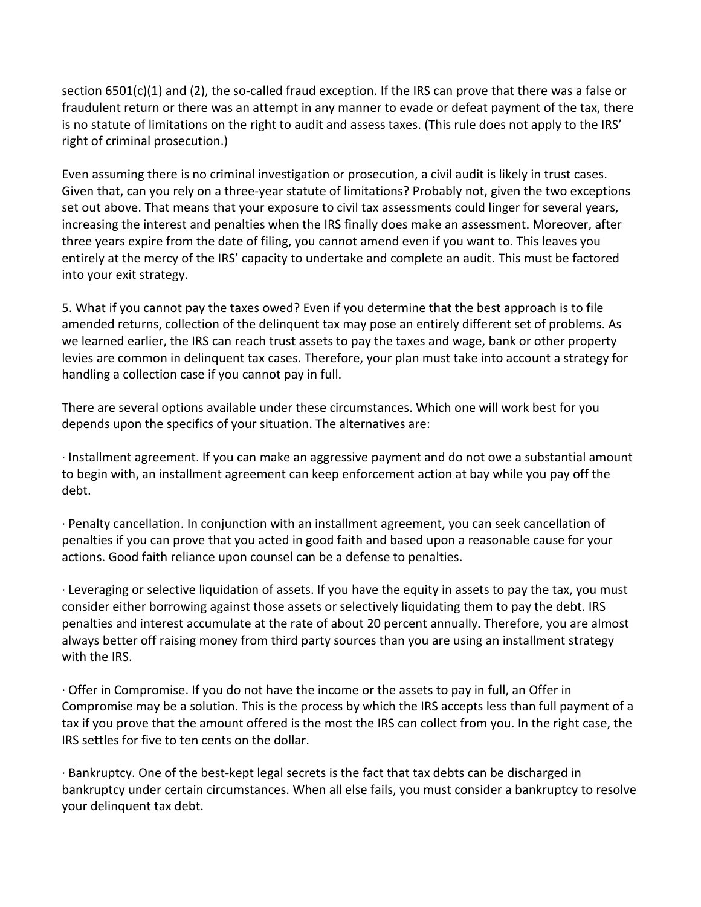section 6501(c)(1) and (2), the so-called fraud exception. If the IRS can prove that there was a false or fraudulent return or there was an attempt in any manner to evade or defeat payment of the tax, there is no statute of limitations on the right to audit and assess taxes. (This rule does not apply to the IRS' right of criminal prosecution.)

Even assuming there is no criminal investigation or prosecution, a civil audit is likely in trust cases. Given that, can you rely on a three-year statute of limitations? Probably not, given the two exceptions set out above. That means that your exposure to civil tax assessments could linger for several years, increasing the interest and penalties when the IRS finally does make an assessment. Moreover, after three years expire from the date of filing, you cannot amend even if you want to. This leaves you entirely at the mercy of the IRS' capacity to undertake and complete an audit. This must be factored into your exit strategy.

5. What if you cannot pay the taxes owed? Even if you determine that the best approach is to file amended returns, collection of the delinquent tax may pose an entirely different set of problems. As we learned earlier, the IRS can reach trust assets to pay the taxes and wage, bank or other property levies are common in delinquent tax cases. Therefore, your plan must take into account a strategy for handling a collection case if you cannot pay in full.

There are several options available under these circumstances. Which one will work best for you depends upon the specifics of your situation. The alternatives are:

- Installment agreement. If you can make an aggressive payment and do not owe a substantial amount to begin with, an installment agreement can keep enforcement action at bay while you pay off the debt.

- Penalty cancellation. In conjunction with an installment agreement, you can seek cancellation of penalties if you can prove that you acted in good faith and based upon a reasonable cause for your actions. Good faith reliance upon counsel can be a defense to penalties.

- Leveraging or selective liquidation of assets. If you have the equity in assets to pay the tax, you must consider either borrowing against those assets or selectively liquidating them to pay the debt. IRS penalties and interest accumulate at the rate of about 20 percent annually. Therefore, you are almost always better off raising money from third party sources than you are using an installment strategy with the IRS.

- Offer in Compromise. If you do not have the income or the assets to pay in full, an Offer in Compromise may be a solution. This is the process by which the IRS accepts less than full payment of a tax if you prove that the amount offered is the most the IRS can collect from you. In the right case, the IRS settles for five to ten cents on the dollar.

- Bankruptcy. One of the best-kept legal secrets is the fact that tax debts can be discharged in bankruptcy under certain circumstances. When all else fails, you must consider a bankruptcy to resolve your delinquent tax debt.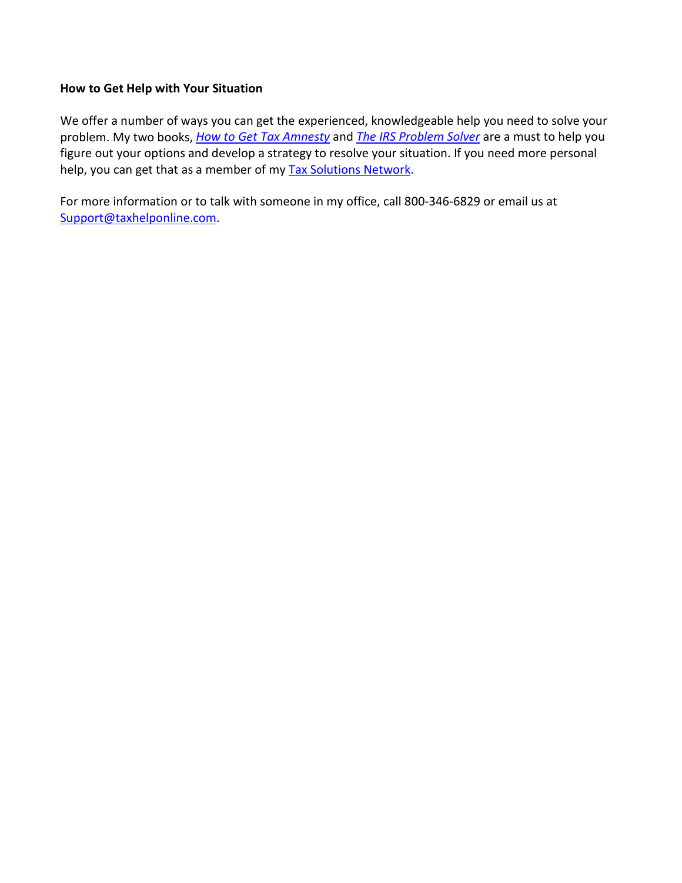**How to Get Help with Your Situation**

We offer a number of ways you can get the experienced, knowledgeable help you need to solve your problem. My two books, *How to Get Tax Amnesty* and *The IRS Problem Solver* are a must to help you figure out your options and develop a strategy to resolve your situation. If you need more personal help, you can get that as a member of my Tax Solutions Network.

For more information or to talk with someone in my office, call 800-346-6829 or email us at Support@taxhelponline.com.